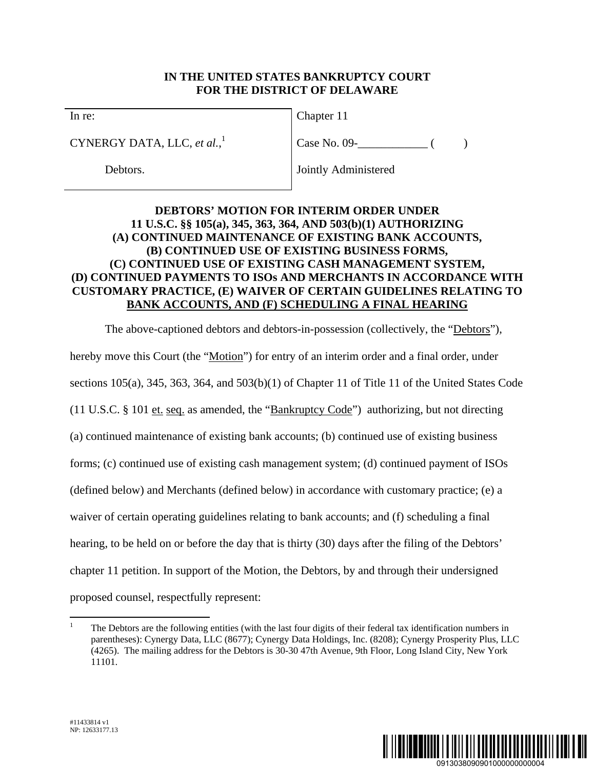**IN THE UNITED STATES BANKRUPTCY COURT**
**FOR THE DISTRICT OF DELAWARE**

| In re: | Chapter 11 |
|---|---|
| CYNERGY DATA, LLC, *et al.*,[1] | Case No. 09-____________ (          ) |
| Debtors. | Jointly Administered |

**DEBTORS' MOTION FOR INTERIM ORDER UNDER 11 U.S.C. §§ 105(a), 345, 363, 364, AND 503(b)(1) AUTHORIZING (A) CONTINUED MAINTENANCE OF EXISTING BANK ACCOUNTS, (B) CONTINUED USE OF EXISTING BUSINESS FORMS, (C) CONTINUED USE OF EXISTING CASH MANAGEMENT SYSTEM, (D) CONTINUED PAYMENTS TO ISOs AND MERCHANTS IN ACCORDANCE WITH CUSTOMARY PRACTICE, (E) WAIVER OF CERTAIN GUIDELINES RELATING TO BANK ACCOUNTS, AND (F) SCHEDULING A FINAL HEARING**

The above-captioned debtors and debtors-in-possession (collectively, the "Debtors"), hereby move this Court (the "Motion") for entry of an interim order and a final order, under sections 105(a), 345, 363, 364, and 503(b)(1) of Chapter 11 of Title 11 of the United States Code (11 U.S.C. § 101 et. seq. as amended, the "Bankruptcy Code") authorizing, but not directing (a) continued maintenance of existing bank accounts; (b) continued use of existing business forms; (c) continued use of existing cash management system; (d) continued payment of ISOs (defined below) and Merchants (defined below) in accordance with customary practice; (e) a waiver of certain operating guidelines relating to bank accounts; and (f) scheduling a final hearing, to be held on or before the day that is thirty (30) days after the filing of the Debtors' chapter 11 petition. In support of the Motion, the Debtors, by and through their undersigned proposed counsel, respectfully represent:

---

[1] The Debtors are the following entities (with the last four digits of their federal tax identification numbers in parentheses): Cynergy Data, LLC (8677); Cynergy Data Holdings, Inc. (8208); Cynergy Prosperity Plus, LLC (4265). The mailing address for the Debtors is 30-30 47th Avenue, 9th Floor, Long Island City, New York 11101.

#11433814 v1
NP: 12633177.13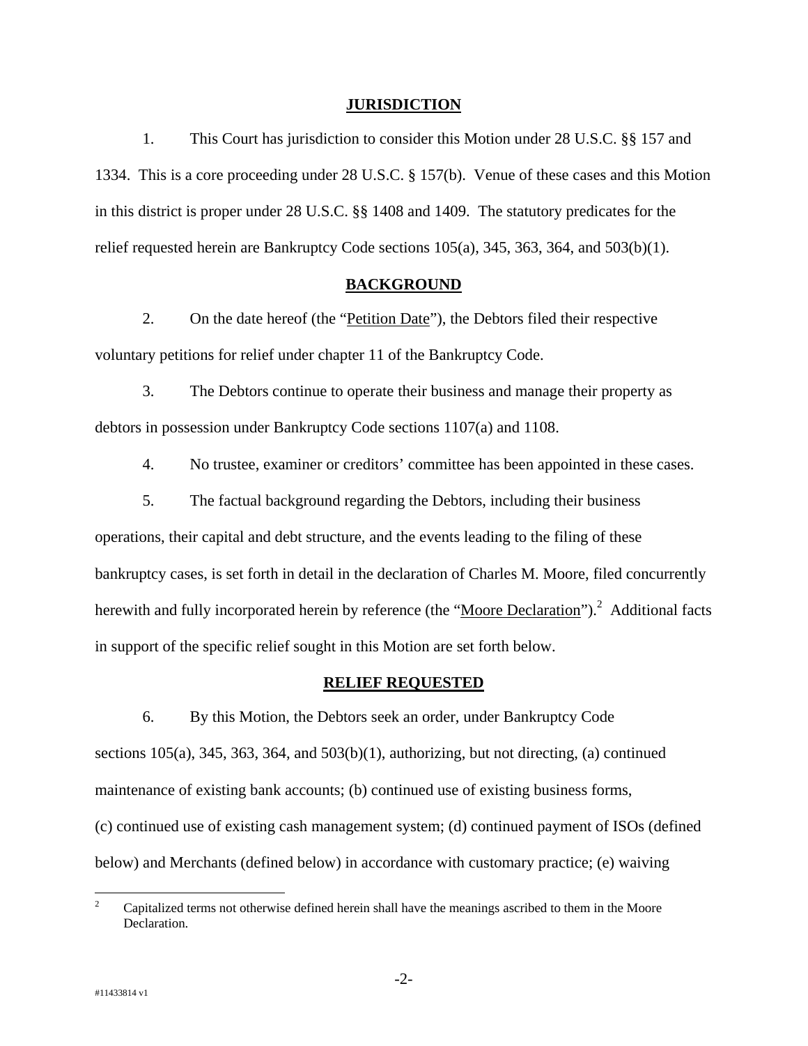## JURISDICTION

1. This Court has jurisdiction to consider this Motion under 28 U.S.C. §§ 157 and 1334. This is a core proceeding under 28 U.S.C. § 157(b). Venue of these cases and this Motion in this district is proper under 28 U.S.C. §§ 1408 and 1409. The statutory predicates for the relief requested herein are Bankruptcy Code sections 105(a), 345, 363, 364, and 503(b)(1).

## BACKGROUND

2. On the date hereof (the "Petition Date"), the Debtors filed their respective voluntary petitions for relief under chapter 11 of the Bankruptcy Code.

3. The Debtors continue to operate their business and manage their property as debtors in possession under Bankruptcy Code sections 1107(a) and 1108.

4. No trustee, examiner or creditors' committee has been appointed in these cases.

5. The factual background regarding the Debtors, including their business operations, their capital and debt structure, and the events leading to the filing of these bankruptcy cases, is set forth in detail in the declaration of Charles M. Moore, filed concurrently herewith and fully incorporated herein by reference (the "Moore Declaration").[2] Additional facts in support of the specific relief sought in this Motion are set forth below.

## RELIEF REQUESTED

6. By this Motion, the Debtors seek an order, under Bankruptcy Code sections 105(a), 345, 363, 364, and 503(b)(1), authorizing, but not directing, (a) continued maintenance of existing bank accounts; (b) continued use of existing business forms, (c) continued use of existing cash management system; (d) continued payment of ISOs (defined below) and Merchants (defined below) in accordance with customary practice; (e) waiving

---

[2] Capitalized terms not otherwise defined herein shall have the meanings ascribed to them in the Moore Declaration.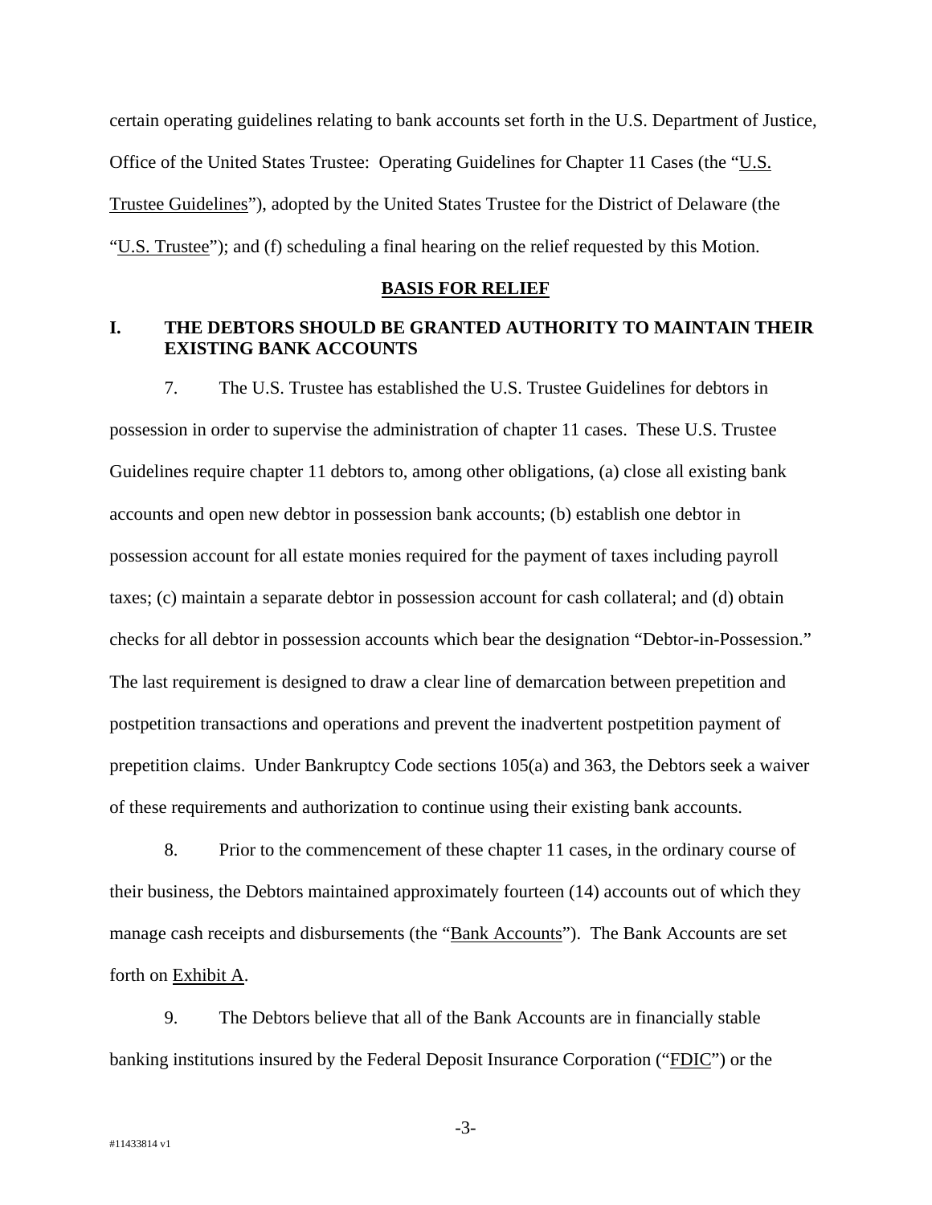certain operating guidelines relating to bank accounts set forth in the U.S. Department of Justice, Office of the United States Trustee: Operating Guidelines for Chapter 11 Cases (the "U.S. Trustee Guidelines"), adopted by the United States Trustee for the District of Delaware (the "U.S. Trustee"); and (f) scheduling a final hearing on the relief requested by this Motion.

## BASIS FOR RELIEF

### I. THE DEBTORS SHOULD BE GRANTED AUTHORITY TO MAINTAIN THEIR EXISTING BANK ACCOUNTS

7. The U.S. Trustee has established the U.S. Trustee Guidelines for debtors in possession in order to supervise the administration of chapter 11 cases. These U.S. Trustee Guidelines require chapter 11 debtors to, among other obligations, (a) close all existing bank accounts and open new debtor in possession bank accounts; (b) establish one debtor in possession account for all estate monies required for the payment of taxes including payroll taxes; (c) maintain a separate debtor in possession account for cash collateral; and (d) obtain checks for all debtor in possession accounts which bear the designation "Debtor-in-Possession." The last requirement is designed to draw a clear line of demarcation between prepetition and postpetition transactions and operations and prevent the inadvertent postpetition payment of prepetition claims. Under Bankruptcy Code sections 105(a) and 363, the Debtors seek a waiver of these requirements and authorization to continue using their existing bank accounts.

8. Prior to the commencement of these chapter 11 cases, in the ordinary course of their business, the Debtors maintained approximately fourteen (14) accounts out of which they manage cash receipts and disbursements (the "Bank Accounts"). The Bank Accounts are set forth on Exhibit A.

9. The Debtors believe that all of the Bank Accounts are in financially stable banking institutions insured by the Federal Deposit Insurance Corporation ("FDIC") or the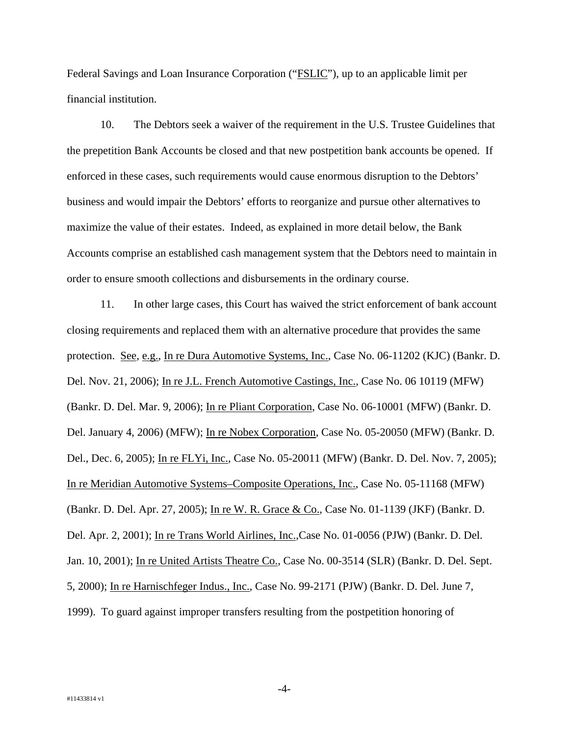Federal Savings and Loan Insurance Corporation ("FSLIC"), up to an applicable limit per financial institution.

10. The Debtors seek a waiver of the requirement in the U.S. Trustee Guidelines that the prepetition Bank Accounts be closed and that new postpetition bank accounts be opened. If enforced in these cases, such requirements would cause enormous disruption to the Debtors' business and would impair the Debtors' efforts to reorganize and pursue other alternatives to maximize the value of their estates. Indeed, as explained in more detail below, the Bank Accounts comprise an established cash management system that the Debtors need to maintain in order to ensure smooth collections and disbursements in the ordinary course.

11. In other large cases, this Court has waived the strict enforcement of bank account closing requirements and replaced them with an alternative procedure that provides the same protection. See, e.g., In re Dura Automotive Systems, Inc., Case No. 06-11202 (KJC) (Bankr. D. Del. Nov. 21, 2006); In re J.L. French Automotive Castings, Inc., Case No. 06 10119 (MFW) (Bankr. D. Del. Mar. 9, 2006); In re Pliant Corporation, Case No. 06-10001 (MFW) (Bankr. D. Del. January 4, 2006) (MFW); In re Nobex Corporation, Case No. 05-20050 (MFW) (Bankr. D. Del., Dec. 6, 2005); In re FLYi, Inc., Case No. 05-20011 (MFW) (Bankr. D. Del. Nov. 7, 2005); In re Meridian Automotive Systems–Composite Operations, Inc., Case No. 05-11168 (MFW) (Bankr. D. Del. Apr. 27, 2005); In re W. R. Grace & Co., Case No. 01-1139 (JKF) (Bankr. D. Del. Apr. 2, 2001); In re Trans World Airlines, Inc.,Case No. 01-0056 (PJW) (Bankr. D. Del. Jan. 10, 2001); In re United Artists Theatre Co., Case No. 00-3514 (SLR) (Bankr. D. Del. Sept. 5, 2000); In re Harnischfeger Indus., Inc., Case No. 99-2171 (PJW) (Bankr. D. Del. June 7, 1999). To guard against improper transfers resulting from the postpetition honoring of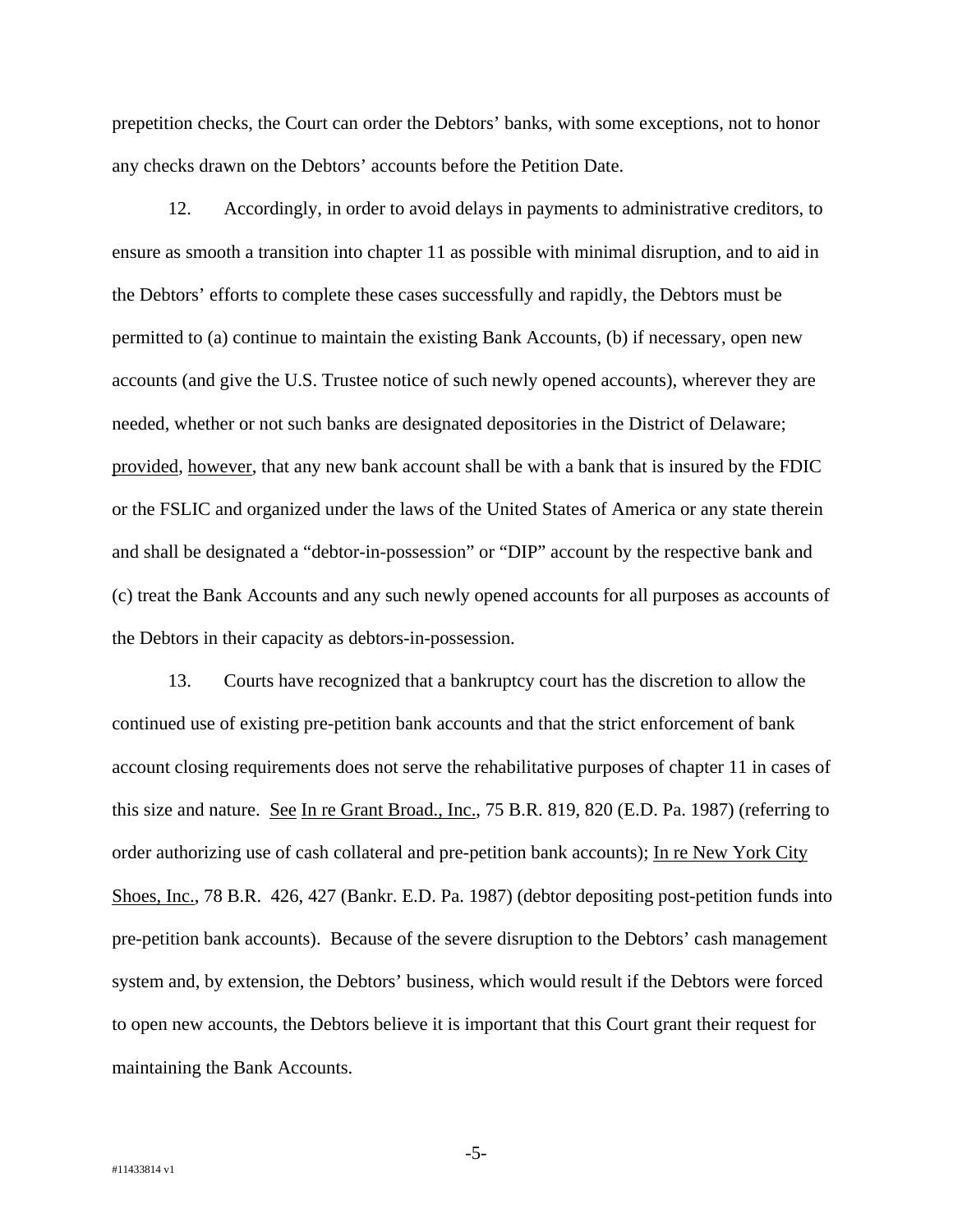prepetition checks, the Court can order the Debtors' banks, with some exceptions, not to honor any checks drawn on the Debtors' accounts before the Petition Date.

12. Accordingly, in order to avoid delays in payments to administrative creditors, to ensure as smooth a transition into chapter 11 as possible with minimal disruption, and to aid in the Debtors' efforts to complete these cases successfully and rapidly, the Debtors must be permitted to (a) continue to maintain the existing Bank Accounts, (b) if necessary, open new accounts (and give the U.S. Trustee notice of such newly opened accounts), wherever they are needed, whether or not such banks are designated depositories in the District of Delaware; provided, however, that any new bank account shall be with a bank that is insured by the FDIC or the FSLIC and organized under the laws of the United States of America or any state therein and shall be designated a "debtor-in-possession" or "DIP" account by the respective bank and (c) treat the Bank Accounts and any such newly opened accounts for all purposes as accounts of the Debtors in their capacity as debtors-in-possession.

13. Courts have recognized that a bankruptcy court has the discretion to allow the continued use of existing pre-petition bank accounts and that the strict enforcement of bank account closing requirements does not serve the rehabilitative purposes of chapter 11 in cases of this size and nature. See In re Grant Broad., Inc., 75 B.R. 819, 820 (E.D. Pa. 1987) (referring to order authorizing use of cash collateral and pre-petition bank accounts); In re New York City Shoes, Inc., 78 B.R. 426, 427 (Bankr. E.D. Pa. 1987) (debtor depositing post-petition funds into pre-petition bank accounts). Because of the severe disruption to the Debtors' cash management system and, by extension, the Debtors' business, which would result if the Debtors were forced to open new accounts, the Debtors believe it is important that this Court grant their request for maintaining the Bank Accounts.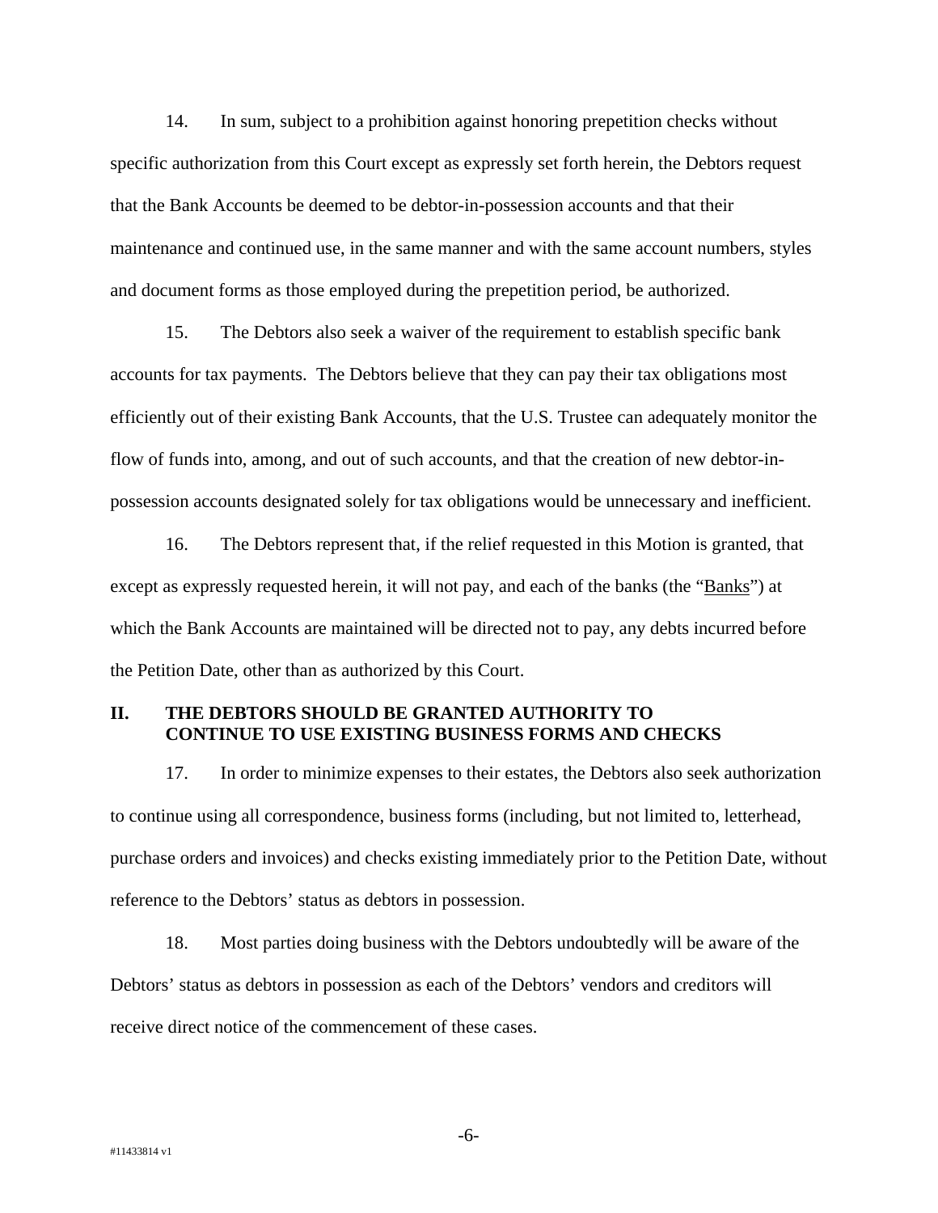14. In sum, subject to a prohibition against honoring prepetition checks without specific authorization from this Court except as expressly set forth herein, the Debtors request that the Bank Accounts be deemed to be debtor-in-possession accounts and that their maintenance and continued use, in the same manner and with the same account numbers, styles and document forms as those employed during the prepetition period, be authorized.

15. The Debtors also seek a waiver of the requirement to establish specific bank accounts for tax payments. The Debtors believe that they can pay their tax obligations most efficiently out of their existing Bank Accounts, that the U.S. Trustee can adequately monitor the flow of funds into, among, and out of such accounts, and that the creation of new debtor-in-possession accounts designated solely for tax obligations would be unnecessary and inefficient.

16. The Debtors represent that, if the relief requested in this Motion is granted, that except as expressly requested herein, it will not pay, and each of the banks (the "Banks") at which the Bank Accounts are maintained will be directed not to pay, any debts incurred before the Petition Date, other than as authorized by this Court.

## II. THE DEBTORS SHOULD BE GRANTED AUTHORITY TO CONTINUE TO USE EXISTING BUSINESS FORMS AND CHECKS

17. In order to minimize expenses to their estates, the Debtors also seek authorization to continue using all correspondence, business forms (including, but not limited to, letterhead, purchase orders and invoices) and checks existing immediately prior to the Petition Date, without reference to the Debtors' status as debtors in possession.

18. Most parties doing business with the Debtors undoubtedly will be aware of the Debtors' status as debtors in possession as each of the Debtors' vendors and creditors will receive direct notice of the commencement of these cases.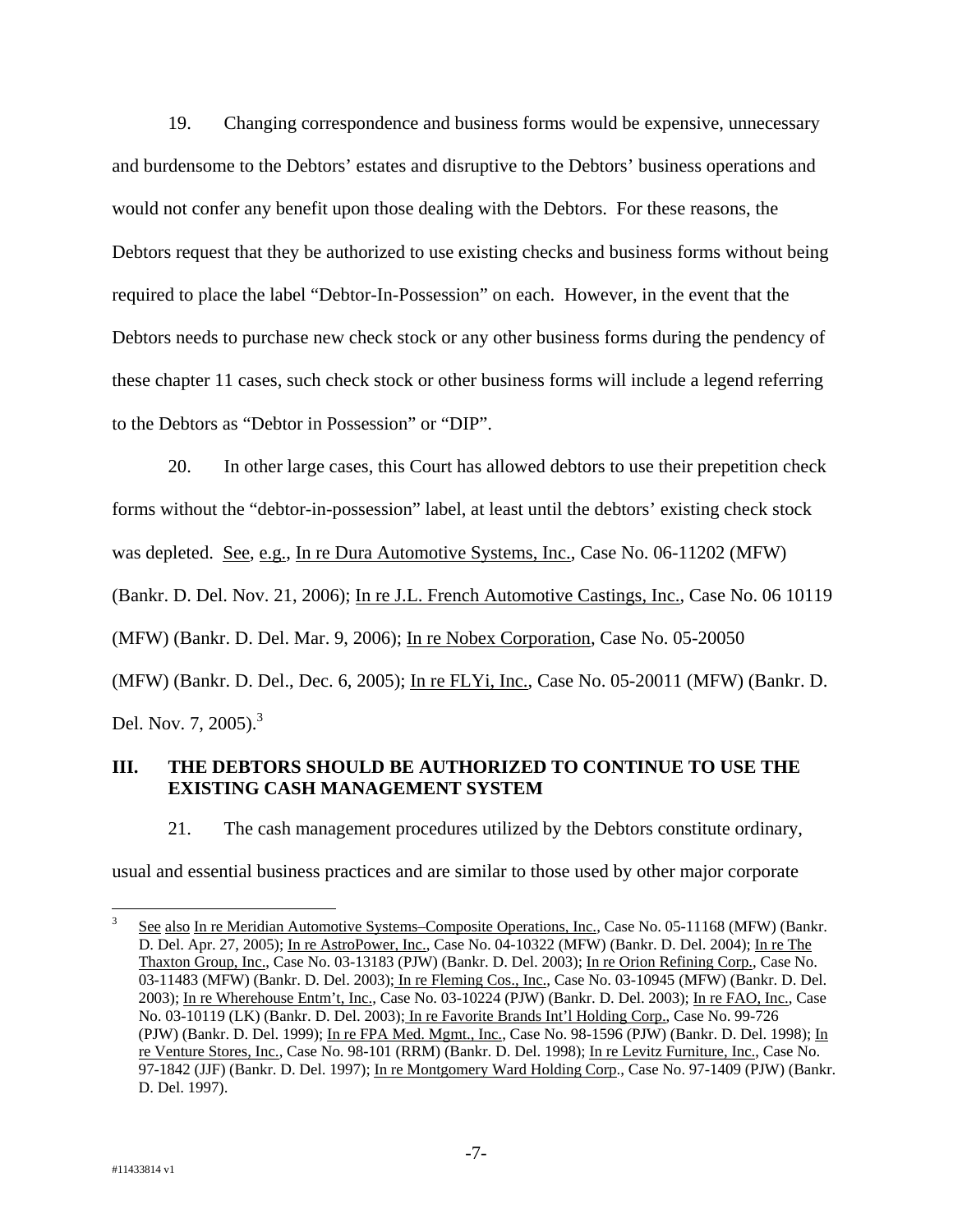19. Changing correspondence and business forms would be expensive, unnecessary and burdensome to the Debtors' estates and disruptive to the Debtors' business operations and would not confer any benefit upon those dealing with the Debtors. For these reasons, the Debtors request that they be authorized to use existing checks and business forms without being required to place the label "Debtor-In-Possession" on each. However, in the event that the Debtors needs to purchase new check stock or any other business forms during the pendency of these chapter 11 cases, such check stock or other business forms will include a legend referring to the Debtors as "Debtor in Possession" or "DIP".

20. In other large cases, this Court has allowed debtors to use their prepetition check forms without the "debtor-in-possession" label, at least until the debtors' existing check stock was depleted. See, e.g., In re Dura Automotive Systems, Inc., Case No. 06-11202 (MFW) (Bankr. D. Del. Nov. 21, 2006); In re J.L. French Automotive Castings, Inc., Case No. 06 10119 (MFW) (Bankr. D. Del. Mar. 9, 2006); In re Nobex Corporation, Case No. 05-20050 (MFW) (Bankr. D. Del., Dec. 6, 2005); In re FLYi, Inc., Case No. 05-20011 (MFW) (Bankr. D. Del. Nov. 7, 2005).[3]

## III. THE DEBTORS SHOULD BE AUTHORIZED TO CONTINUE TO USE THE EXISTING CASH MANAGEMENT SYSTEM

21. The cash management procedures utilized by the Debtors constitute ordinary, usual and essential business practices and are similar to those used by other major corporate

---

[3] See also In re Meridian Automotive Systems–Composite Operations, Inc., Case No. 05-11168 (MFW) (Bankr. D. Del. Apr. 27, 2005); In re AstroPower, Inc., Case No. 04-10322 (MFW) (Bankr. D. Del. 2004); In re The Thaxton Group, Inc., Case No. 03-13183 (PJW) (Bankr. D. Del. 2003); In re Orion Refining Corp., Case No. 03-11483 (MFW) (Bankr. D. Del. 2003); In re Fleming Cos., Inc., Case No. 03-10945 (MFW) (Bankr. D. Del. 2003); In re Wherehouse Entm't, Inc., Case No. 03-10224 (PJW) (Bankr. D. Del. 2003); In re FAO, Inc., Case No. 03-10119 (LK) (Bankr. D. Del. 2003); In re Favorite Brands Int'l Holding Corp., Case No. 99-726 (PJW) (Bankr. D. Del. 1999); In re FPA Med. Mgmt., Inc., Case No. 98-1596 (PJW) (Bankr. D. Del. 1998); In re Venture Stores, Inc., Case No. 98-101 (RRM) (Bankr. D. Del. 1998); In re Levitz Furniture, Inc., Case No. 97-1842 (JJF) (Bankr. D. Del. 1997); In re Montgomery Ward Holding Corp., Case No. 97-1409 (PJW) (Bankr. D. Del. 1997).

#11433814 v1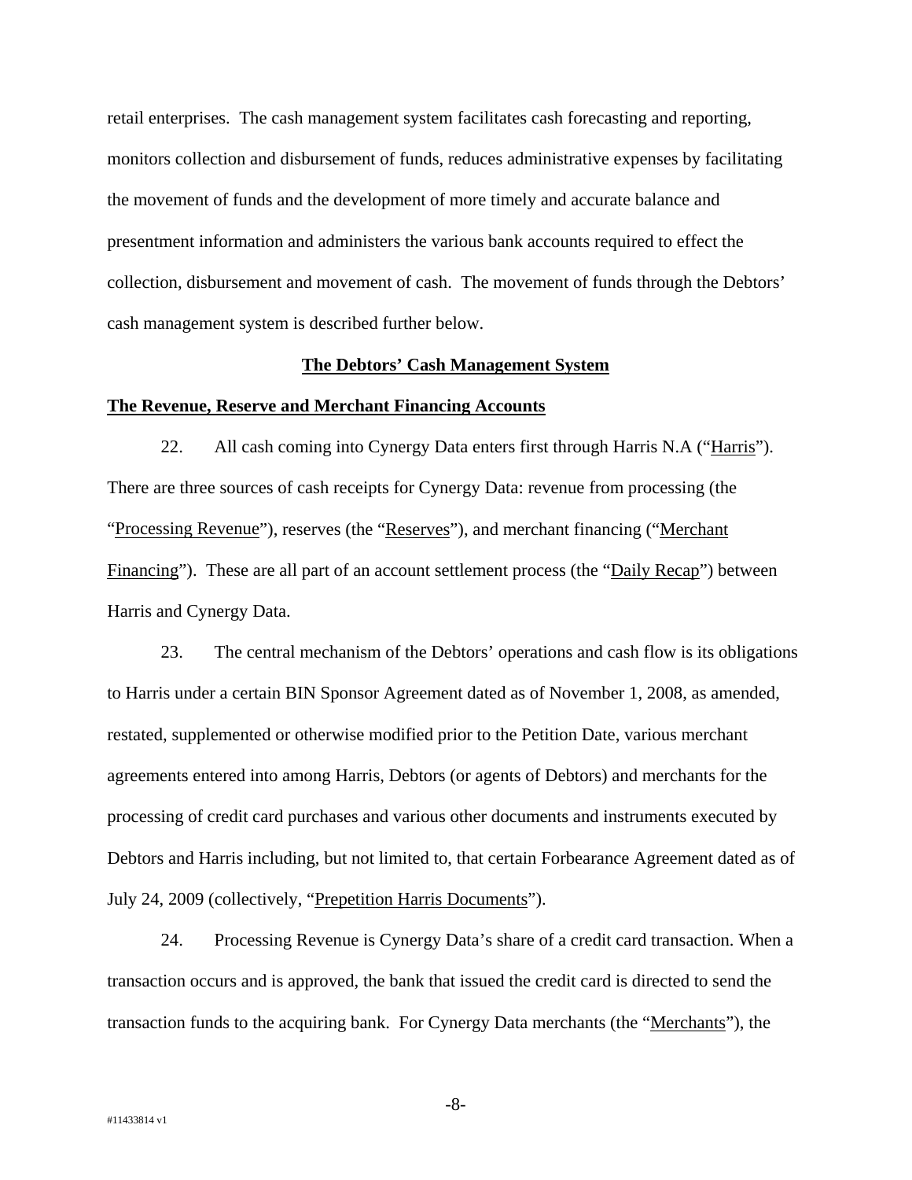retail enterprises. The cash management system facilitates cash forecasting and reporting, monitors collection and disbursement of funds, reduces administrative expenses by facilitating the movement of funds and the development of more timely and accurate balance and presentment information and administers the various bank accounts required to effect the collection, disbursement and movement of cash. The movement of funds through the Debtors' cash management system is described further below.

## The Debtors' Cash Management System

### The Revenue, Reserve and Merchant Financing Accounts

22. All cash coming into Cynergy Data enters first through Harris N.A ("Harris"). There are three sources of cash receipts for Cynergy Data: revenue from processing (the "Processing Revenue"), reserves (the "Reserves"), and merchant financing ("Merchant Financing"). These are all part of an account settlement process (the "Daily Recap") between Harris and Cynergy Data.

23. The central mechanism of the Debtors' operations and cash flow is its obligations to Harris under a certain BIN Sponsor Agreement dated as of November 1, 2008, as amended, restated, supplemented or otherwise modified prior to the Petition Date, various merchant agreements entered into among Harris, Debtors (or agents of Debtors) and merchants for the processing of credit card purchases and various other documents and instruments executed by Debtors and Harris including, but not limited to, that certain Forbearance Agreement dated as of July 24, 2009 (collectively, "Prepetition Harris Documents").

24. Processing Revenue is Cynergy Data's share of a credit card transaction. When a transaction occurs and is approved, the bank that issued the credit card is directed to send the transaction funds to the acquiring bank. For Cynergy Data merchants (the "Merchants"), the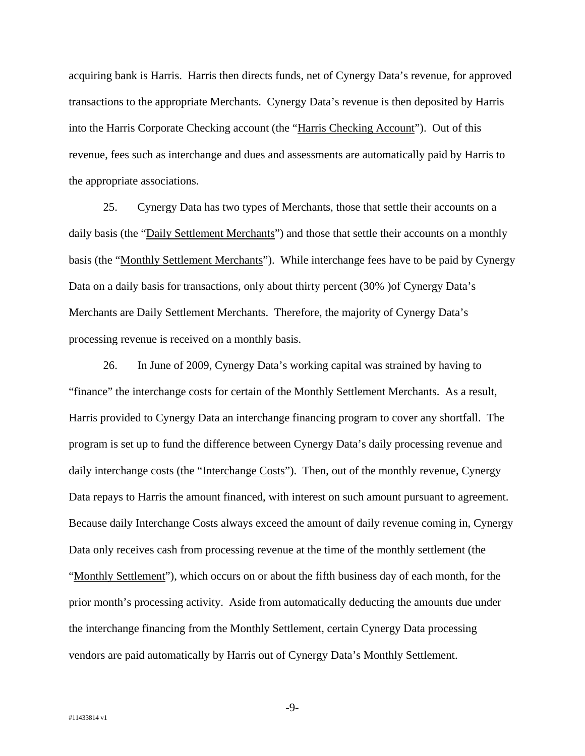acquiring bank is Harris. Harris then directs funds, net of Cynergy Data's revenue, for approved transactions to the appropriate Merchants. Cynergy Data's revenue is then deposited by Harris into the Harris Corporate Checking account (the "Harris Checking Account"). Out of this revenue, fees such as interchange and dues and assessments are automatically paid by Harris to the appropriate associations.

25. Cynergy Data has two types of Merchants, those that settle their accounts on a daily basis (the "Daily Settlement Merchants") and those that settle their accounts on a monthly basis (the "Monthly Settlement Merchants"). While interchange fees have to be paid by Cynergy Data on a daily basis for transactions, only about thirty percent (30% )of Cynergy Data's Merchants are Daily Settlement Merchants. Therefore, the majority of Cynergy Data's processing revenue is received on a monthly basis.

26. In June of 2009, Cynergy Data's working capital was strained by having to "finance" the interchange costs for certain of the Monthly Settlement Merchants. As a result, Harris provided to Cynergy Data an interchange financing program to cover any shortfall. The program is set up to fund the difference between Cynergy Data's daily processing revenue and daily interchange costs (the "Interchange Costs"). Then, out of the monthly revenue, Cynergy Data repays to Harris the amount financed, with interest on such amount pursuant to agreement. Because daily Interchange Costs always exceed the amount of daily revenue coming in, Cynergy Data only receives cash from processing revenue at the time of the monthly settlement (the "Monthly Settlement"), which occurs on or about the fifth business day of each month, for the prior month's processing activity. Aside from automatically deducting the amounts due under the interchange financing from the Monthly Settlement, certain Cynergy Data processing vendors are paid automatically by Harris out of Cynergy Data's Monthly Settlement.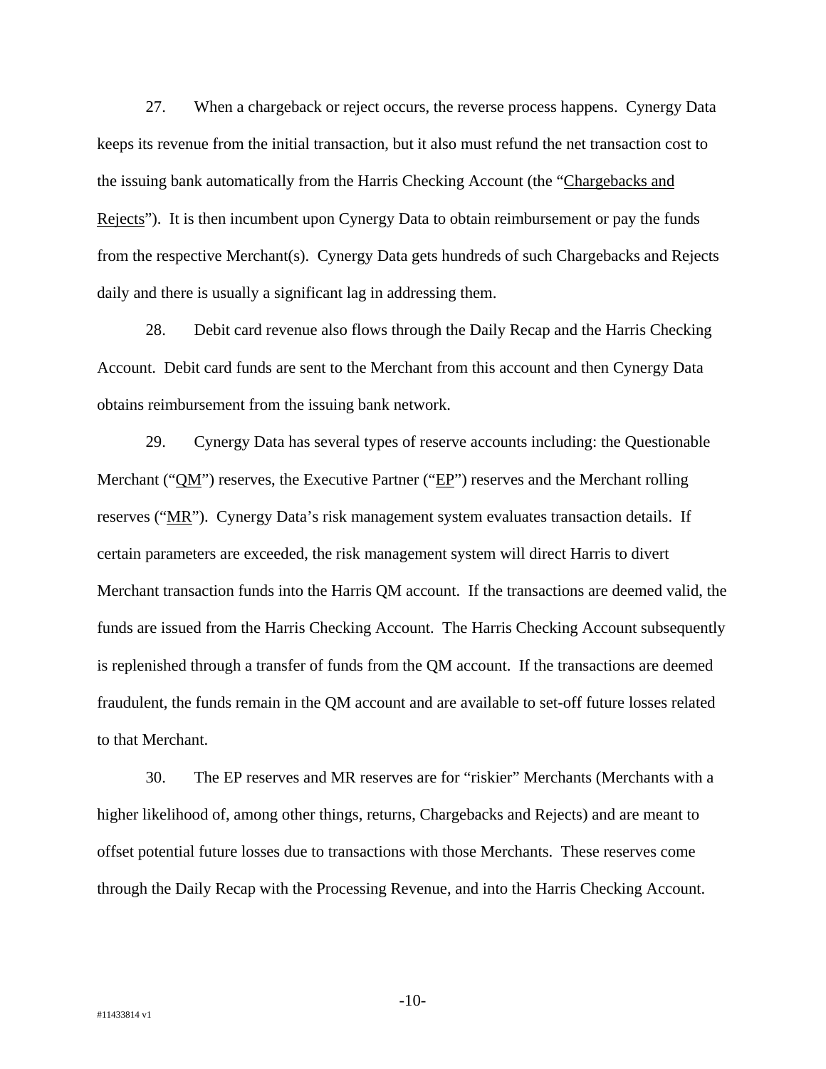27. When a chargeback or reject occurs, the reverse process happens. Cynergy Data keeps its revenue from the initial transaction, but it also must refund the net transaction cost to the issuing bank automatically from the Harris Checking Account (the "Chargebacks and Rejects"). It is then incumbent upon Cynergy Data to obtain reimbursement or pay the funds from the respective Merchant(s). Cynergy Data gets hundreds of such Chargebacks and Rejects daily and there is usually a significant lag in addressing them.

28. Debit card revenue also flows through the Daily Recap and the Harris Checking Account. Debit card funds are sent to the Merchant from this account and then Cynergy Data obtains reimbursement from the issuing bank network.

29. Cynergy Data has several types of reserve accounts including: the Questionable Merchant ("QM") reserves, the Executive Partner ("EP") reserves and the Merchant rolling reserves ("MR"). Cynergy Data's risk management system evaluates transaction details. If certain parameters are exceeded, the risk management system will direct Harris to divert Merchant transaction funds into the Harris QM account. If the transactions are deemed valid, the funds are issued from the Harris Checking Account. The Harris Checking Account subsequently is replenished through a transfer of funds from the QM account. If the transactions are deemed fraudulent, the funds remain in the QM account and are available to set-off future losses related to that Merchant.

30. The EP reserves and MR reserves are for "riskier" Merchants (Merchants with a higher likelihood of, among other things, returns, Chargebacks and Rejects) and are meant to offset potential future losses due to transactions with those Merchants. These reserves come through the Daily Recap with the Processing Revenue, and into the Harris Checking Account.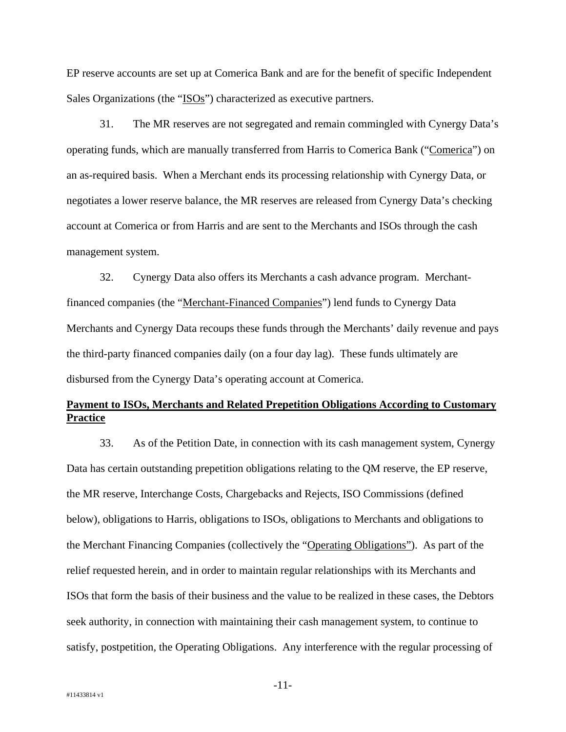EP reserve accounts are set up at Comerica Bank and are for the benefit of specific Independent Sales Organizations (the "ISOs") characterized as executive partners.

31. The MR reserves are not segregated and remain commingled with Cynergy Data's operating funds, which are manually transferred from Harris to Comerica Bank ("Comerica") on an as-required basis. When a Merchant ends its processing relationship with Cynergy Data, or negotiates a lower reserve balance, the MR reserves are released from Cynergy Data's checking account at Comerica or from Harris and are sent to the Merchants and ISOs through the cash management system.

32. Cynergy Data also offers its Merchants a cash advance program. Merchant-financed companies (the "Merchant-Financed Companies") lend funds to Cynergy Data Merchants and Cynergy Data recoups these funds through the Merchants' daily revenue and pays the third-party financed companies daily (on a four day lag). These funds ultimately are disbursed from the Cynergy Data's operating account at Comerica.

**Payment to ISOs, Merchants and Related Prepetition Obligations According to Customary Practice**

33. As of the Petition Date, in connection with its cash management system, Cynergy Data has certain outstanding prepetition obligations relating to the QM reserve, the EP reserve, the MR reserve, Interchange Costs, Chargebacks and Rejects, ISO Commissions (defined below), obligations to Harris, obligations to ISOs, obligations to Merchants and obligations to the Merchant Financing Companies (collectively the "Operating Obligations"). As part of the relief requested herein, and in order to maintain regular relationships with its Merchants and ISOs that form the basis of their business and the value to be realized in these cases, the Debtors seek authority, in connection with maintaining their cash management system, to continue to satisfy, postpetition, the Operating Obligations. Any interference with the regular processing of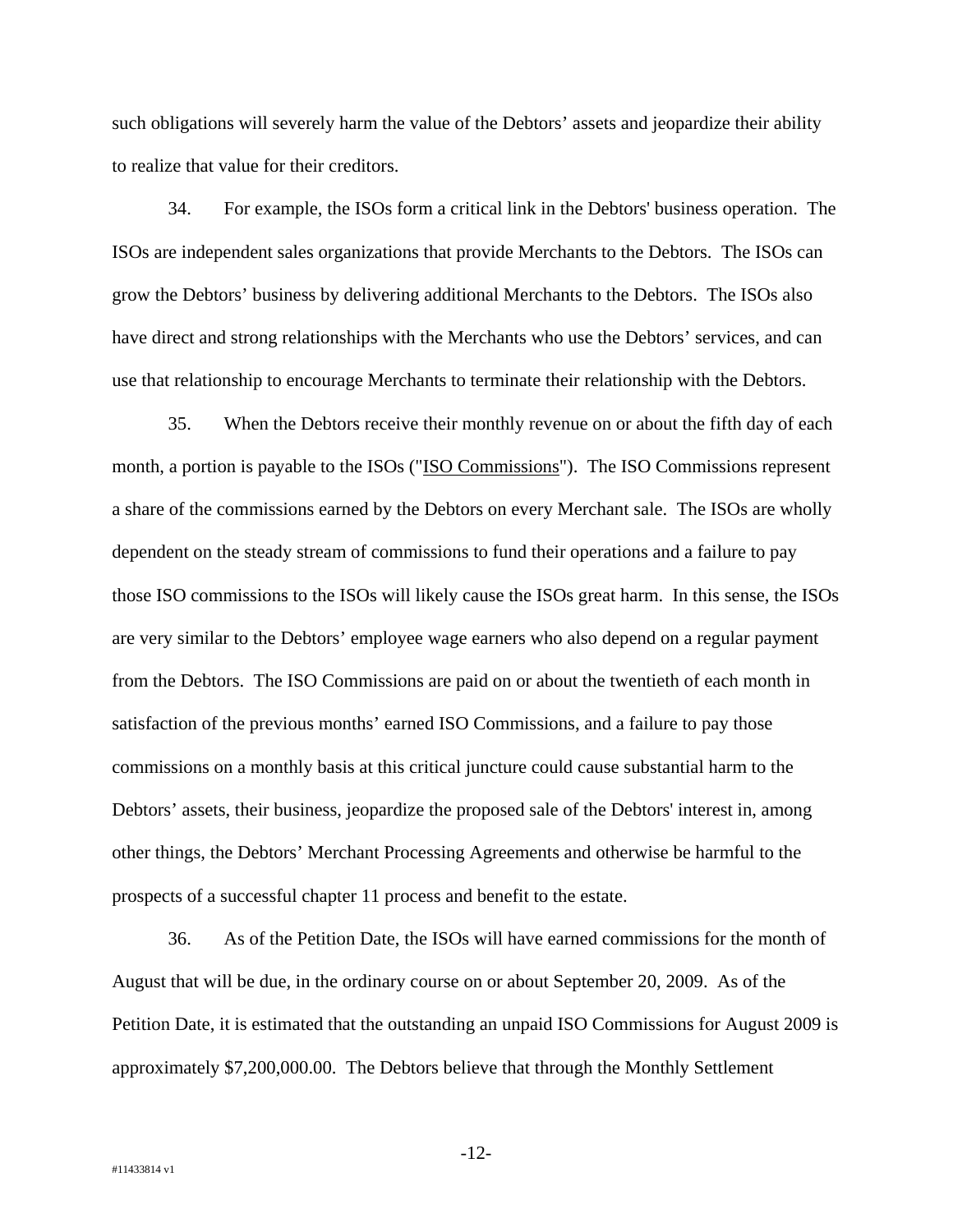such obligations will severely harm the value of the Debtors' assets and jeopardize their ability to realize that value for their creditors.

34. For example, the ISOs form a critical link in the Debtors' business operation. The ISOs are independent sales organizations that provide Merchants to the Debtors. The ISOs can grow the Debtors' business by delivering additional Merchants to the Debtors. The ISOs also have direct and strong relationships with the Merchants who use the Debtors' services, and can use that relationship to encourage Merchants to terminate their relationship with the Debtors.

35. When the Debtors receive their monthly revenue on or about the fifth day of each month, a portion is payable to the ISOs ("ISO Commissions"). The ISO Commissions represent a share of the commissions earned by the Debtors on every Merchant sale. The ISOs are wholly dependent on the steady stream of commissions to fund their operations and a failure to pay those ISO commissions to the ISOs will likely cause the ISOs great harm. In this sense, the ISOs are very similar to the Debtors' employee wage earners who also depend on a regular payment from the Debtors. The ISO Commissions are paid on or about the twentieth of each month in satisfaction of the previous months' earned ISO Commissions, and a failure to pay those commissions on a monthly basis at this critical juncture could cause substantial harm to the Debtors' assets, their business, jeopardize the proposed sale of the Debtors' interest in, among other things, the Debtors' Merchant Processing Agreements and otherwise be harmful to the prospects of a successful chapter 11 process and benefit to the estate.

36. As of the Petition Date, the ISOs will have earned commissions for the month of August that will be due, in the ordinary course on or about September 20, 2009. As of the Petition Date, it is estimated that the outstanding an unpaid ISO Commissions for August 2009 is approximately $7,200,000.00. The Debtors believe that through the Monthly Settlement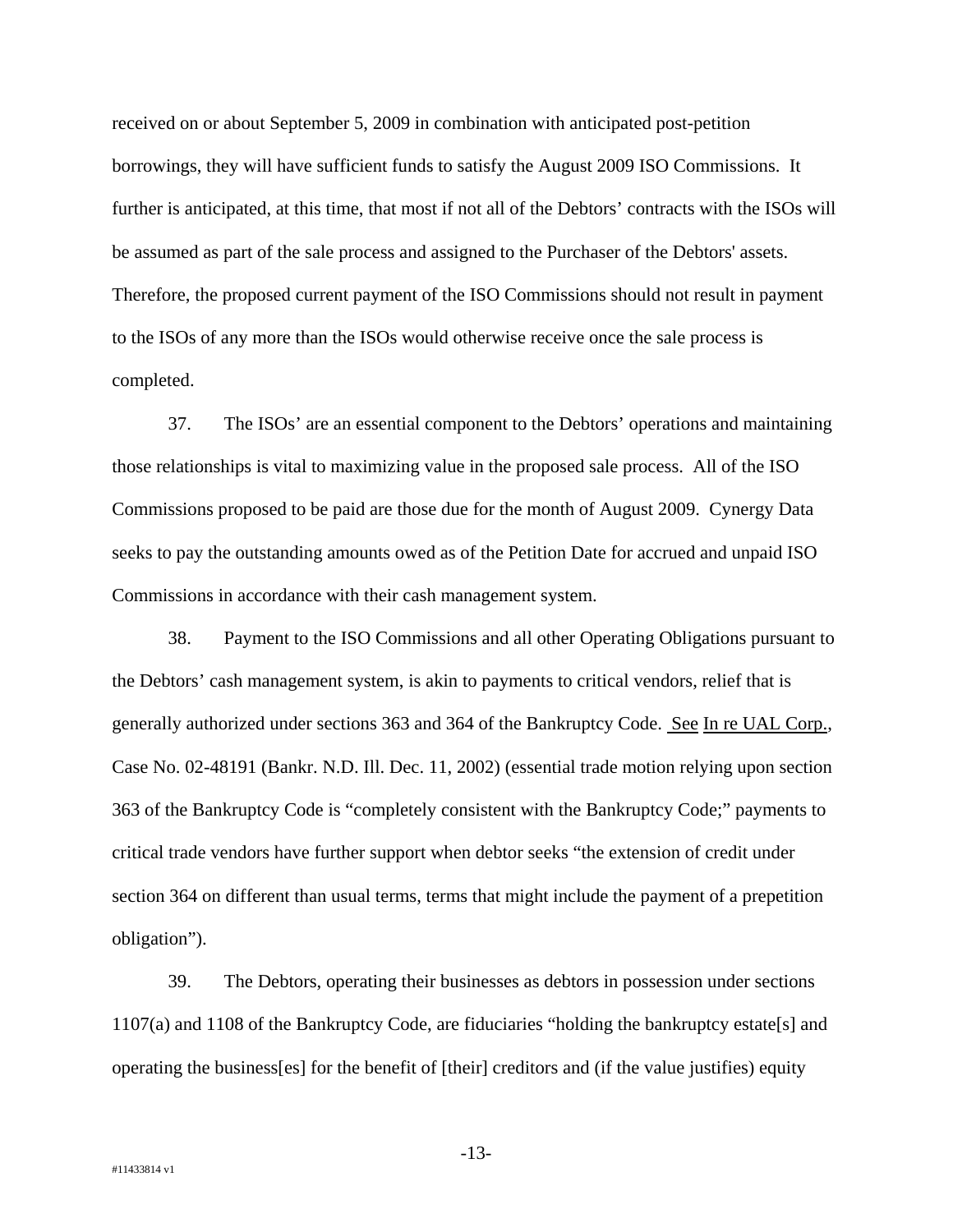received on or about September 5, 2009 in combination with anticipated post-petition borrowings, they will have sufficient funds to satisfy the August 2009 ISO Commissions. It further is anticipated, at this time, that most if not all of the Debtors' contracts with the ISOs will be assumed as part of the sale process and assigned to the Purchaser of the Debtors' assets. Therefore, the proposed current payment of the ISO Commissions should not result in payment to the ISOs of any more than the ISOs would otherwise receive once the sale process is completed.

37. The ISOs' are an essential component to the Debtors' operations and maintaining those relationships is vital to maximizing value in the proposed sale process. All of the ISO Commissions proposed to be paid are those due for the month of August 2009. Cynergy Data seeks to pay the outstanding amounts owed as of the Petition Date for accrued and unpaid ISO Commissions in accordance with their cash management system.

38. Payment to the ISO Commissions and all other Operating Obligations pursuant to the Debtors' cash management system, is akin to payments to critical vendors, relief that is generally authorized under sections 363 and 364 of the Bankruptcy Code. See In re UAL Corp., Case No. 02-48191 (Bankr. N.D. Ill. Dec. 11, 2002) (essential trade motion relying upon section 363 of the Bankruptcy Code is "completely consistent with the Bankruptcy Code;" payments to critical trade vendors have further support when debtor seeks "the extension of credit under section 364 on different than usual terms, terms that might include the payment of a prepetition obligation").

39. The Debtors, operating their businesses as debtors in possession under sections 1107(a) and 1108 of the Bankruptcy Code, are fiduciaries "holding the bankruptcy estate[s] and operating the business[es] for the benefit of [their] creditors and (if the value justifies) equity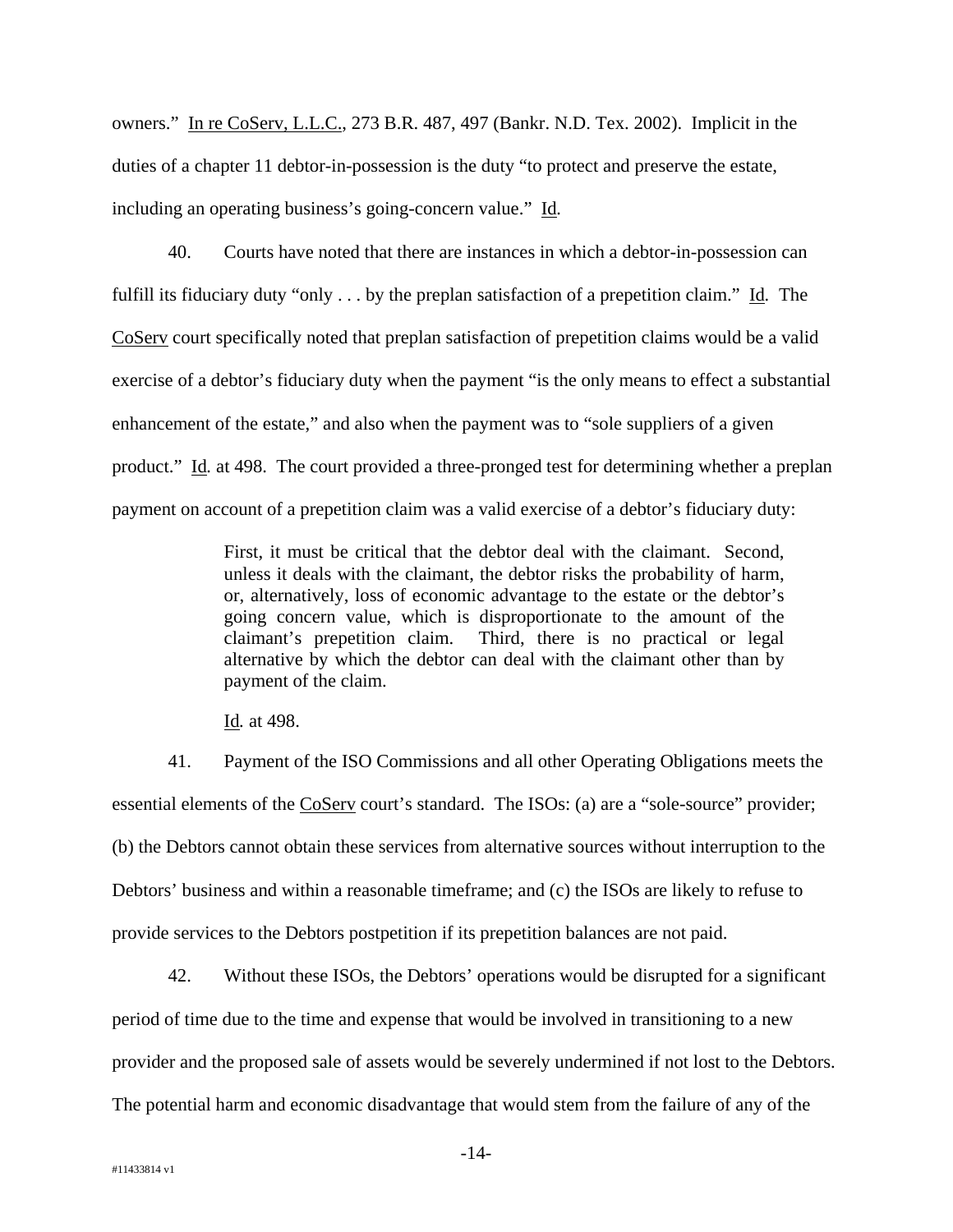owners." In re CoServ, L.L.C., 273 B.R. 487, 497 (Bankr. N.D. Tex. 2002). Implicit in the duties of a chapter 11 debtor-in-possession is the duty "to protect and preserve the estate, including an operating business's going-concern value." Id.

40. Courts have noted that there are instances in which a debtor-in-possession can fulfill its fiduciary duty "only . . . by the preplan satisfaction of a prepetition claim." Id. The CoServ court specifically noted that preplan satisfaction of prepetition claims would be a valid exercise of a debtor's fiduciary duty when the payment "is the only means to effect a substantial enhancement of the estate," and also when the payment was to "sole suppliers of a given product." Id. at 498. The court provided a three-pronged test for determining whether a preplan payment on account of a prepetition claim was a valid exercise of a debtor's fiduciary duty:

> First, it must be critical that the debtor deal with the claimant. Second, unless it deals with the claimant, the debtor risks the probability of harm, or, alternatively, loss of economic advantage to the estate or the debtor's going concern value, which is disproportionate to the amount of the claimant's prepetition claim. Third, there is no practical or legal alternative by which the debtor can deal with the claimant other than by payment of the claim.
>
> Id. at 498.

41. Payment of the ISO Commissions and all other Operating Obligations meets the essential elements of the CoServ court's standard. The ISOs: (a) are a "sole-source" provider; (b) the Debtors cannot obtain these services from alternative sources without interruption to the Debtors' business and within a reasonable timeframe; and (c) the ISOs are likely to refuse to provide services to the Debtors postpetition if its prepetition balances are not paid.

42. Without these ISOs, the Debtors' operations would be disrupted for a significant period of time due to the time and expense that would be involved in transitioning to a new provider and the proposed sale of assets would be severely undermined if not lost to the Debtors. The potential harm and economic disadvantage that would stem from the failure of any of the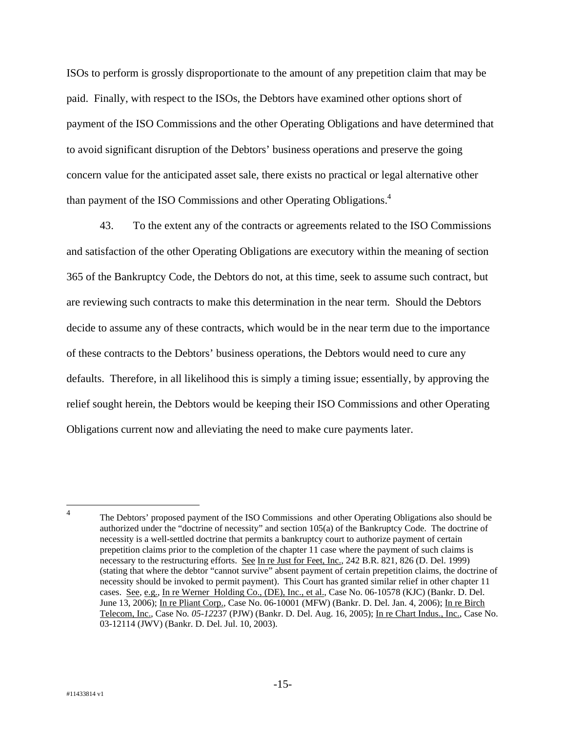ISOs to perform is grossly disproportionate to the amount of any prepetition claim that may be paid. Finally, with respect to the ISOs, the Debtors have examined other options short of payment of the ISO Commissions and the other Operating Obligations and have determined that to avoid significant disruption of the Debtors' business operations and preserve the going concern value for the anticipated asset sale, there exists no practical or legal alternative other than payment of the ISO Commissions and other Operating Obligations.[4]

43. To the extent any of the contracts or agreements related to the ISO Commissions and satisfaction of the other Operating Obligations are executory within the meaning of section 365 of the Bankruptcy Code, the Debtors do not, at this time, seek to assume such contract, but are reviewing such contracts to make this determination in the near term. Should the Debtors decide to assume any of these contracts, which would be in the near term due to the importance of these contracts to the Debtors' business operations, the Debtors would need to cure any defaults. Therefore, in all likelihood this is simply a timing issue; essentially, by approving the relief sought herein, the Debtors would be keeping their ISO Commissions and other Operating Obligations current now and alleviating the need to make cure payments later.

---

[4] The Debtors' proposed payment of the ISO Commissions and other Operating Obligations also should be authorized under the "doctrine of necessity" and section 105(a) of the Bankruptcy Code. The doctrine of necessity is a well-settled doctrine that permits a bankruptcy court to authorize payment of certain prepetition claims prior to the completion of the chapter 11 case where the payment of such claims is necessary to the restructuring efforts. See In re Just for Feet, Inc., 242 B.R. 821, 826 (D. Del. 1999) (stating that where the debtor "cannot survive" absent payment of certain prepetition claims, the doctrine of necessity should be invoked to permit payment). This Court has granted similar relief in other chapter 11 cases. See, e.g., In re Werner Holding Co., (DE), Inc., et al., Case No. 06-10578 (KJC) (Bankr. D. Del. June 13, 2006); In re Pliant Corp., Case No. 06-10001 (MFW) (Bankr. D. Del. Jan. 4, 2006); In re Birch Telecom, Inc., Case No. *05-12*237 (PJW) (Bankr. D. Del. Aug. 16, 2005); In re Chart Indus., Inc., Case No. 03-12114 (JWV) (Bankr. D. Del. Jul. 10, 2003).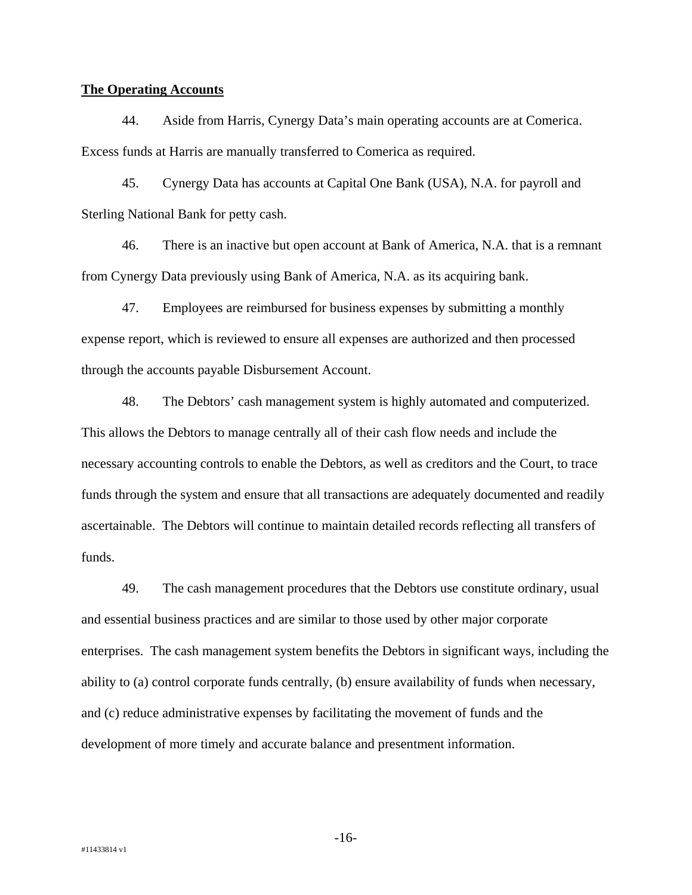**The Operating Accounts**

44. Aside from Harris, Cynergy Data's main operating accounts are at Comerica. Excess funds at Harris are manually transferred to Comerica as required.

45. Cynergy Data has accounts at Capital One Bank (USA), N.A. for payroll and Sterling National Bank for petty cash.

46. There is an inactive but open account at Bank of America, N.A. that is a remnant from Cynergy Data previously using Bank of America, N.A. as its acquiring bank.

47. Employees are reimbursed for business expenses by submitting a monthly expense report, which is reviewed to ensure all expenses are authorized and then processed through the accounts payable Disbursement Account.

48. The Debtors' cash management system is highly automated and computerized. This allows the Debtors to manage centrally all of their cash flow needs and include the necessary accounting controls to enable the Debtors, as well as creditors and the Court, to trace funds through the system and ensure that all transactions are adequately documented and readily ascertainable. The Debtors will continue to maintain detailed records reflecting all transfers of funds.

49. The cash management procedures that the Debtors use constitute ordinary, usual and essential business practices and are similar to those used by other major corporate enterprises. The cash management system benefits the Debtors in significant ways, including the ability to (a) control corporate funds centrally, (b) ensure availability of funds when necessary, and (c) reduce administrative expenses by facilitating the movement of funds and the development of more timely and accurate balance and presentment information.

#11433814 v1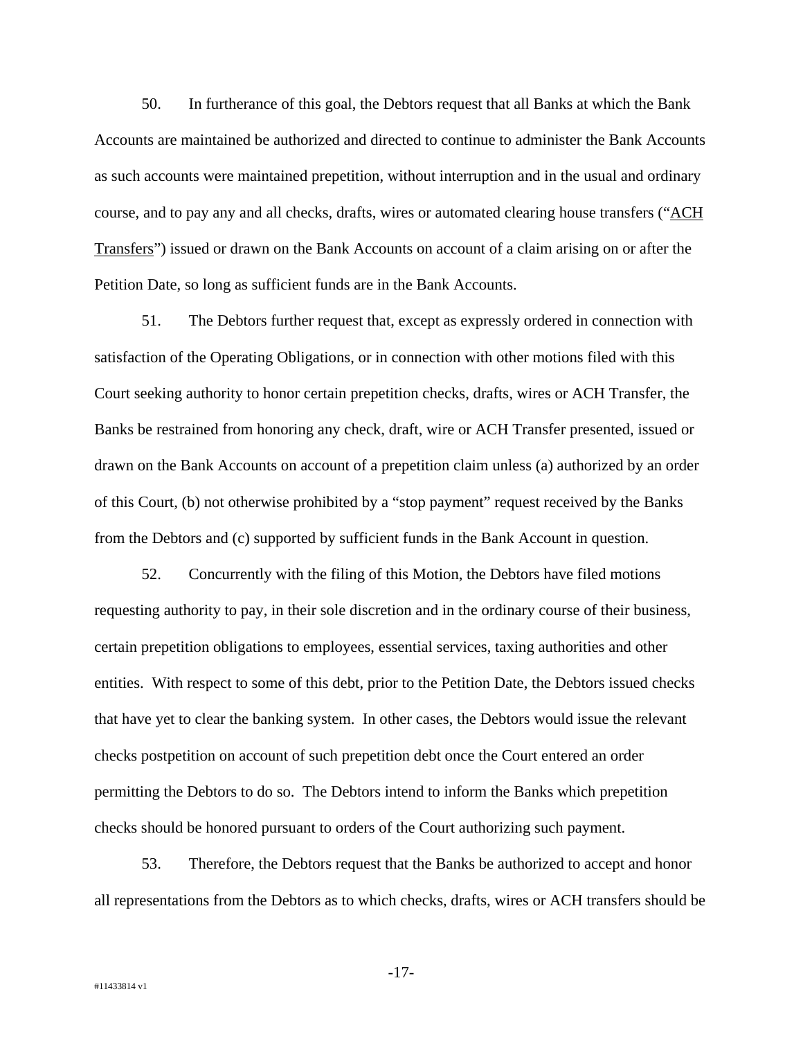50. In furtherance of this goal, the Debtors request that all Banks at which the Bank Accounts are maintained be authorized and directed to continue to administer the Bank Accounts as such accounts were maintained prepetition, without interruption and in the usual and ordinary course, and to pay any and all checks, drafts, wires or automated clearing house transfers ("ACH Transfers") issued or drawn on the Bank Accounts on account of a claim arising on or after the Petition Date, so long as sufficient funds are in the Bank Accounts.

51. The Debtors further request that, except as expressly ordered in connection with satisfaction of the Operating Obligations, or in connection with other motions filed with this Court seeking authority to honor certain prepetition checks, drafts, wires or ACH Transfer, the Banks be restrained from honoring any check, draft, wire or ACH Transfer presented, issued or drawn on the Bank Accounts on account of a prepetition claim unless (a) authorized by an order of this Court, (b) not otherwise prohibited by a "stop payment" request received by the Banks from the Debtors and (c) supported by sufficient funds in the Bank Account in question.

52. Concurrently with the filing of this Motion, the Debtors have filed motions requesting authority to pay, in their sole discretion and in the ordinary course of their business, certain prepetition obligations to employees, essential services, taxing authorities and other entities. With respect to some of this debt, prior to the Petition Date, the Debtors issued checks that have yet to clear the banking system. In other cases, the Debtors would issue the relevant checks postpetition on account of such prepetition debt once the Court entered an order permitting the Debtors to do so. The Debtors intend to inform the Banks which prepetition checks should be honored pursuant to orders of the Court authorizing such payment.

53. Therefore, the Debtors request that the Banks be authorized to accept and honor all representations from the Debtors as to which checks, drafts, wires or ACH transfers should be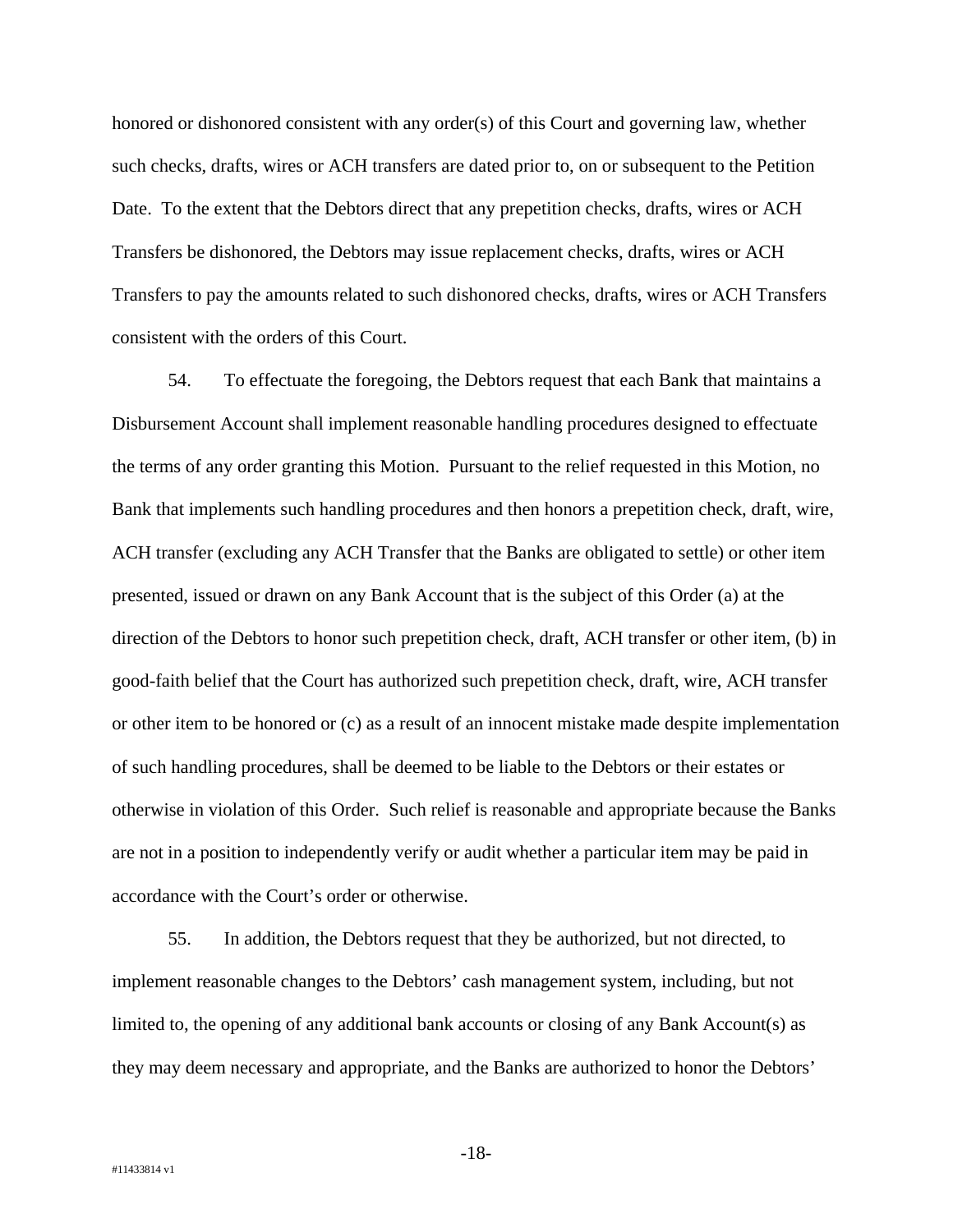honored or dishonored consistent with any order(s) of this Court and governing law, whether such checks, drafts, wires or ACH transfers are dated prior to, on or subsequent to the Petition Date. To the extent that the Debtors direct that any prepetition checks, drafts, wires or ACH Transfers be dishonored, the Debtors may issue replacement checks, drafts, wires or ACH Transfers to pay the amounts related to such dishonored checks, drafts, wires or ACH Transfers consistent with the orders of this Court.

54. To effectuate the foregoing, the Debtors request that each Bank that maintains a Disbursement Account shall implement reasonable handling procedures designed to effectuate the terms of any order granting this Motion. Pursuant to the relief requested in this Motion, no Bank that implements such handling procedures and then honors a prepetition check, draft, wire, ACH transfer (excluding any ACH Transfer that the Banks are obligated to settle) or other item presented, issued or drawn on any Bank Account that is the subject of this Order (a) at the direction of the Debtors to honor such prepetition check, draft, ACH transfer or other item, (b) in good-faith belief that the Court has authorized such prepetition check, draft, wire, ACH transfer or other item to be honored or (c) as a result of an innocent mistake made despite implementation of such handling procedures, shall be deemed to be liable to the Debtors or their estates or otherwise in violation of this Order. Such relief is reasonable and appropriate because the Banks are not in a position to independently verify or audit whether a particular item may be paid in accordance with the Court's order or otherwise.

55. In addition, the Debtors request that they be authorized, but not directed, to implement reasonable changes to the Debtors' cash management system, including, but not limited to, the opening of any additional bank accounts or closing of any Bank Account(s) as they may deem necessary and appropriate, and the Banks are authorized to honor the Debtors'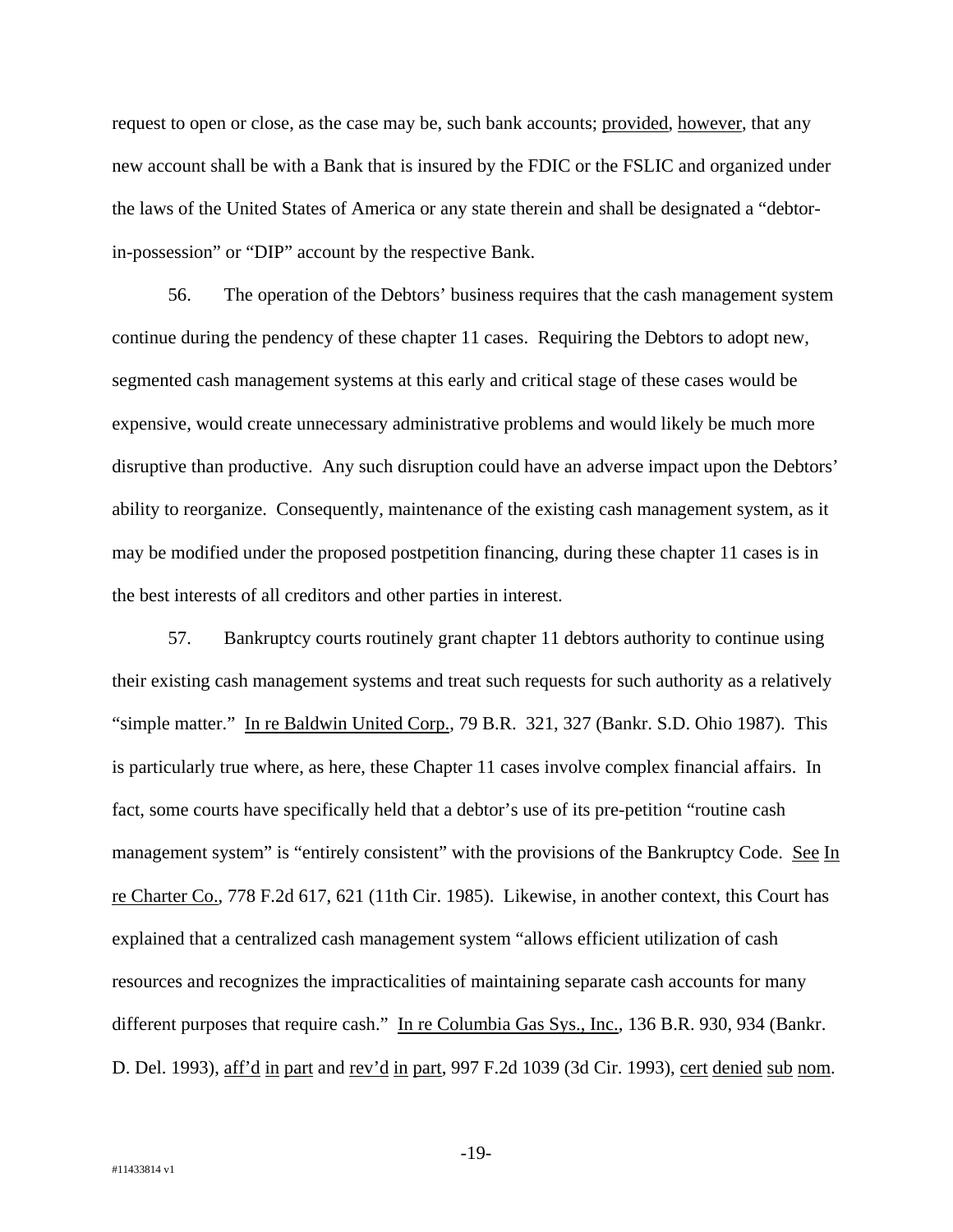request to open or close, as the case may be, such bank accounts; provided, however, that any new account shall be with a Bank that is insured by the FDIC or the FSLIC and organized under the laws of the United States of America or any state therein and shall be designated a "debtor-in-possession" or "DIP" account by the respective Bank.

56. The operation of the Debtors' business requires that the cash management system continue during the pendency of these chapter 11 cases. Requiring the Debtors to adopt new, segmented cash management systems at this early and critical stage of these cases would be expensive, would create unnecessary administrative problems and would likely be much more disruptive than productive. Any such disruption could have an adverse impact upon the Debtors' ability to reorganize. Consequently, maintenance of the existing cash management system, as it may be modified under the proposed postpetition financing, during these chapter 11 cases is in the best interests of all creditors and other parties in interest.

57. Bankruptcy courts routinely grant chapter 11 debtors authority to continue using their existing cash management systems and treat such requests for such authority as a relatively "simple matter." In re Baldwin United Corp., 79 B.R. 321, 327 (Bankr. S.D. Ohio 1987). This is particularly true where, as here, these Chapter 11 cases involve complex financial affairs. In fact, some courts have specifically held that a debtor's use of its pre-petition "routine cash management system" is "entirely consistent" with the provisions of the Bankruptcy Code. See In re Charter Co., 778 F.2d 617, 621 (11th Cir. 1985). Likewise, in another context, this Court has explained that a centralized cash management system "allows efficient utilization of cash resources and recognizes the impracticalities of maintaining separate cash accounts for many different purposes that require cash." In re Columbia Gas Sys., Inc., 136 B.R. 930, 934 (Bankr. D. Del. 1993), aff'd in part and rev'd in part, 997 F.2d 1039 (3d Cir. 1993), cert denied sub nom.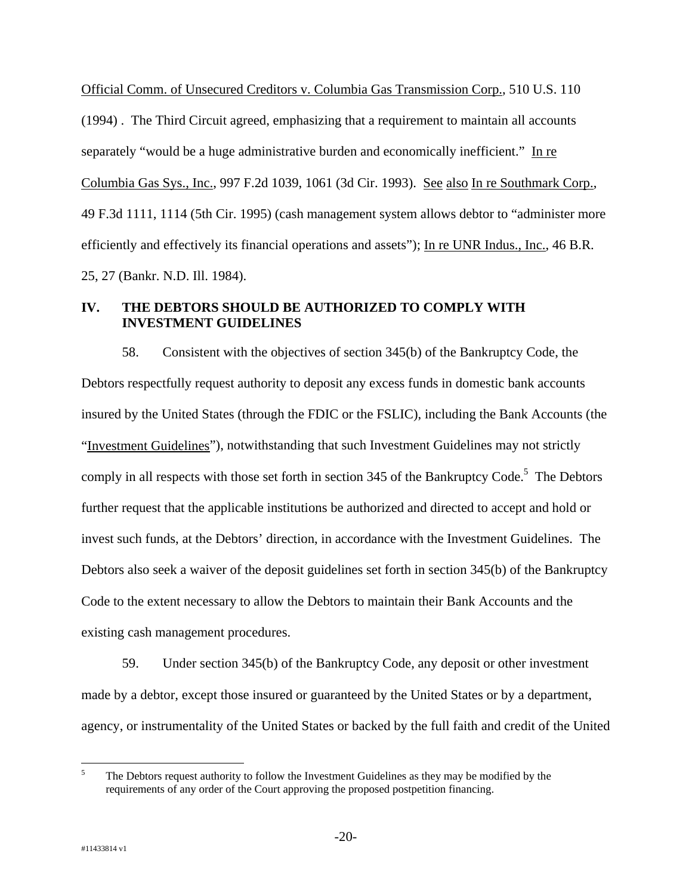Official Comm. of Unsecured Creditors v. Columbia Gas Transmission Corp., 510 U.S. 110 (1994) . The Third Circuit agreed, emphasizing that a requirement to maintain all accounts separately "would be a huge administrative burden and economically inefficient." In re Columbia Gas Sys., Inc., 997 F.2d 1039, 1061 (3d Cir. 1993). See also In re Southmark Corp., 49 F.3d 1111, 1114 (5th Cir. 1995) (cash management system allows debtor to "administer more efficiently and effectively its financial operations and assets"); In re UNR Indus., Inc., 46 B.R. 25, 27 (Bankr. N.D. Ill. 1984).

## IV. THE DEBTORS SHOULD BE AUTHORIZED TO COMPLY WITH INVESTMENT GUIDELINES

58. Consistent with the objectives of section 345(b) of the Bankruptcy Code, the Debtors respectfully request authority to deposit any excess funds in domestic bank accounts insured by the United States (through the FDIC or the FSLIC), including the Bank Accounts (the "Investment Guidelines"), notwithstanding that such Investment Guidelines may not strictly comply in all respects with those set forth in section 345 of the Bankruptcy Code.[5] The Debtors further request that the applicable institutions be authorized and directed to accept and hold or invest such funds, at the Debtors' direction, in accordance with the Investment Guidelines. The Debtors also seek a waiver of the deposit guidelines set forth in section 345(b) of the Bankruptcy Code to the extent necessary to allow the Debtors to maintain their Bank Accounts and the existing cash management procedures.

59. Under section 345(b) of the Bankruptcy Code, any deposit or other investment made by a debtor, except those insured or guaranteed by the United States or by a department, agency, or instrumentality of the United States or backed by the full faith and credit of the United

[5] The Debtors request authority to follow the Investment Guidelines as they may be modified by the requirements of any order of the Court approving the proposed postpetition financing.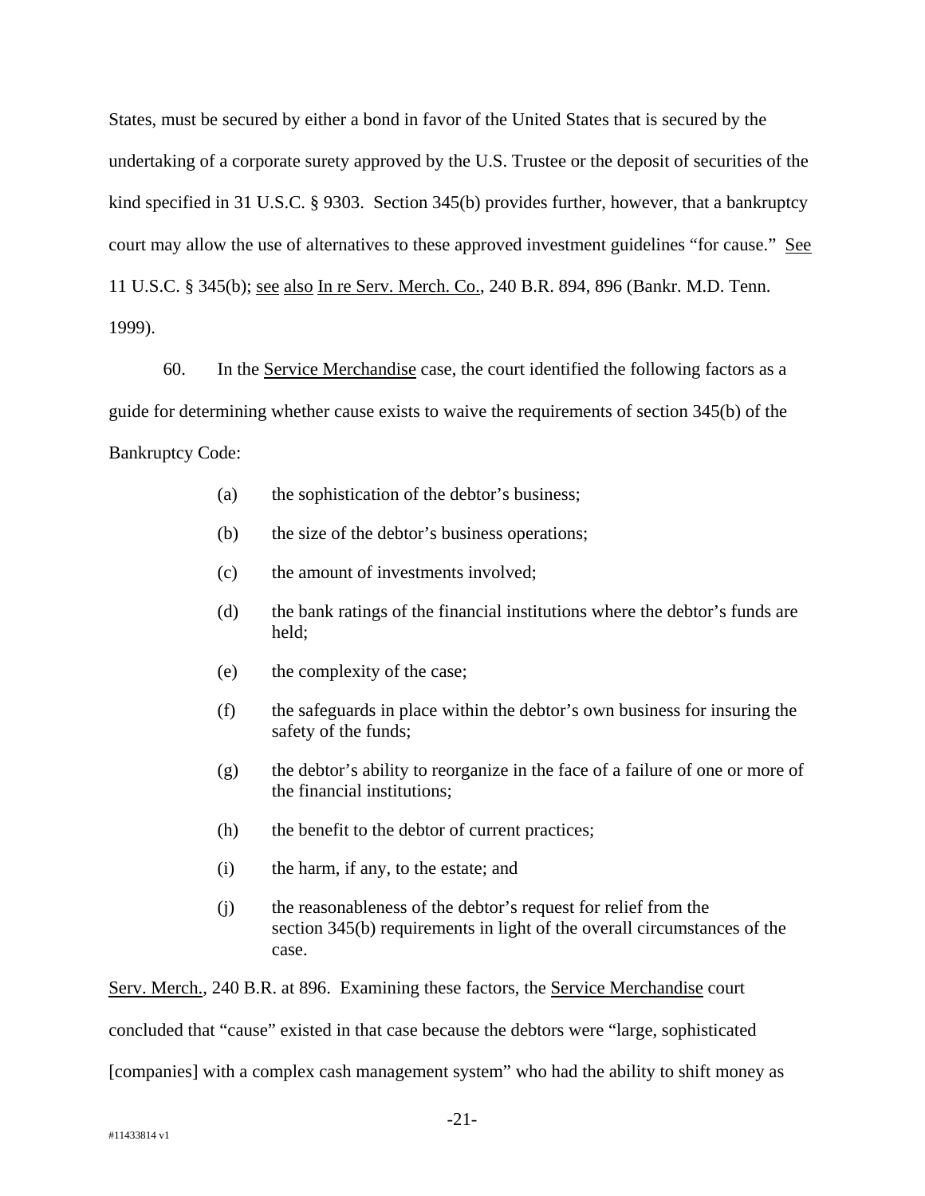States, must be secured by either a bond in favor of the United States that is secured by the undertaking of a corporate surety approved by the U.S. Trustee or the deposit of securities of the kind specified in 31 U.S.C. § 9303. Section 345(b) provides further, however, that a bankruptcy court may allow the use of alternatives to these approved investment guidelines "for cause." See 11 U.S.C. § 345(b); see also In re Serv. Merch. Co., 240 B.R. 894, 896 (Bankr. M.D. Tenn. 1999).

60. In the Service Merchandise case, the court identified the following factors as a guide for determining whether cause exists to waive the requirements of section 345(b) of the Bankruptcy Code:

(a) the sophistication of the debtor's business;

(b) the size of the debtor's business operations;

(c) the amount of investments involved;

(d) the bank ratings of the financial institutions where the debtor's funds are held;

(e) the complexity of the case;

(f) the safeguards in place within the debtor's own business for insuring the safety of the funds;

(g) the debtor's ability to reorganize in the face of a failure of one or more of the financial institutions;

(h) the benefit to the debtor of current practices;

(i) the harm, if any, to the estate; and

(j) the reasonableness of the debtor's request for relief from the section 345(b) requirements in light of the overall circumstances of the case.

Serv. Merch., 240 B.R. at 896. Examining these factors, the Service Merchandise court concluded that "cause" existed in that case because the debtors were "large, sophisticated [companies] with a complex cash management system" who had the ability to shift money as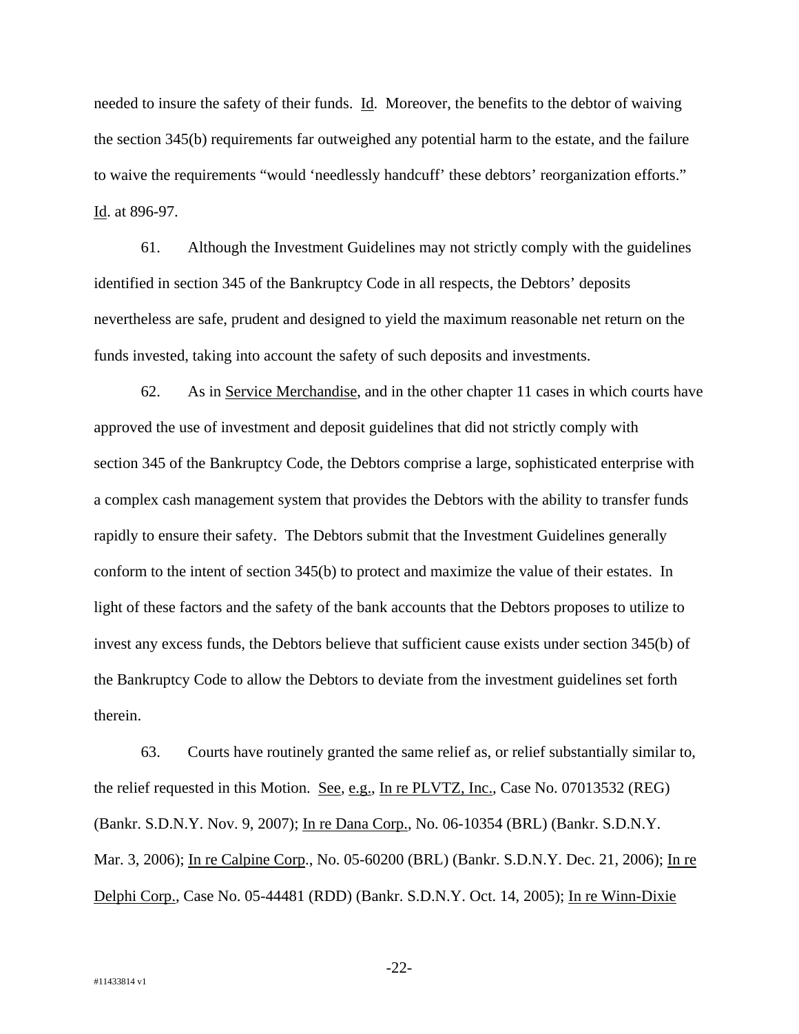needed to insure the safety of their funds. Id. Moreover, the benefits to the debtor of waiving the section 345(b) requirements far outweighed any potential harm to the estate, and the failure to waive the requirements "would 'needlessly handcuff' these debtors' reorganization efforts." Id. at 896-97.

61. Although the Investment Guidelines may not strictly comply with the guidelines identified in section 345 of the Bankruptcy Code in all respects, the Debtors' deposits nevertheless are safe, prudent and designed to yield the maximum reasonable net return on the funds invested, taking into account the safety of such deposits and investments.

62. As in Service Merchandise, and in the other chapter 11 cases in which courts have approved the use of investment and deposit guidelines that did not strictly comply with section 345 of the Bankruptcy Code, the Debtors comprise a large, sophisticated enterprise with a complex cash management system that provides the Debtors with the ability to transfer funds rapidly to ensure their safety. The Debtors submit that the Investment Guidelines generally conform to the intent of section 345(b) to protect and maximize the value of their estates. In light of these factors and the safety of the bank accounts that the Debtors proposes to utilize to invest any excess funds, the Debtors believe that sufficient cause exists under section 345(b) of the Bankruptcy Code to allow the Debtors to deviate from the investment guidelines set forth therein.

63. Courts have routinely granted the same relief as, or relief substantially similar to, the relief requested in this Motion. See, e.g., In re PLVTZ, Inc., Case No. 07013532 (REG) (Bankr. S.D.N.Y. Nov. 9, 2007); In re Dana Corp., No. 06-10354 (BRL) (Bankr. S.D.N.Y. Mar. 3, 2006); In re Calpine Corp., No. 05-60200 (BRL) (Bankr. S.D.N.Y. Dec. 21, 2006); In re Delphi Corp., Case No. 05-44481 (RDD) (Bankr. S.D.N.Y. Oct. 14, 2005); In re Winn-Dixie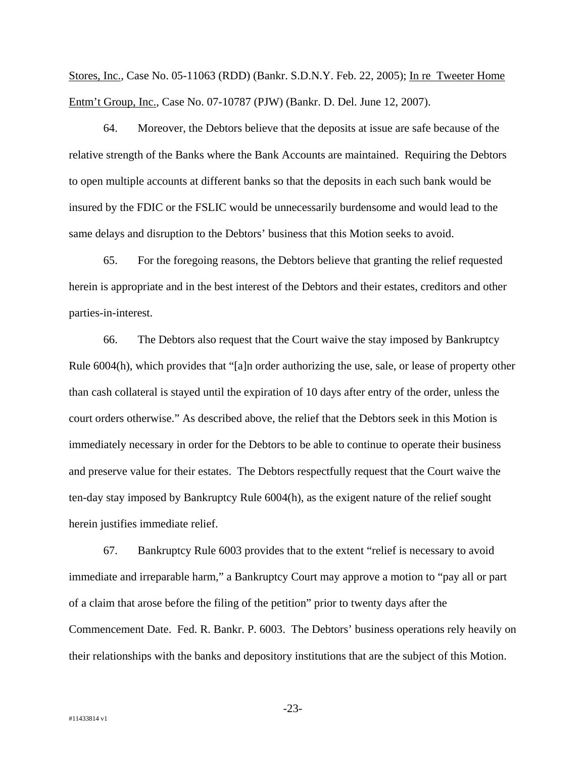Stores, Inc., Case No. 05-11063 (RDD) (Bankr. S.D.N.Y. Feb. 22, 2005); In re Tweeter Home Entm't Group, Inc., Case No. 07-10787 (PJW) (Bankr. D. Del. June 12, 2007).

64. Moreover, the Debtors believe that the deposits at issue are safe because of the relative strength of the Banks where the Bank Accounts are maintained. Requiring the Debtors to open multiple accounts at different banks so that the deposits in each such bank would be insured by the FDIC or the FSLIC would be unnecessarily burdensome and would lead to the same delays and disruption to the Debtors' business that this Motion seeks to avoid.

65. For the foregoing reasons, the Debtors believe that granting the relief requested herein is appropriate and in the best interest of the Debtors and their estates, creditors and other parties-in-interest.

66. The Debtors also request that the Court waive the stay imposed by Bankruptcy Rule 6004(h), which provides that "[a]n order authorizing the use, sale, or lease of property other than cash collateral is stayed until the expiration of 10 days after entry of the order, unless the court orders otherwise." As described above, the relief that the Debtors seek in this Motion is immediately necessary in order for the Debtors to be able to continue to operate their business and preserve value for their estates. The Debtors respectfully request that the Court waive the ten-day stay imposed by Bankruptcy Rule 6004(h), as the exigent nature of the relief sought herein justifies immediate relief.

67. Bankruptcy Rule 6003 provides that to the extent "relief is necessary to avoid immediate and irreparable harm," a Bankruptcy Court may approve a motion to "pay all or part of a claim that arose before the filing of the petition" prior to twenty days after the Commencement Date. Fed. R. Bankr. P. 6003. The Debtors' business operations rely heavily on their relationships with the banks and depository institutions that are the subject of this Motion.

#11433814 v1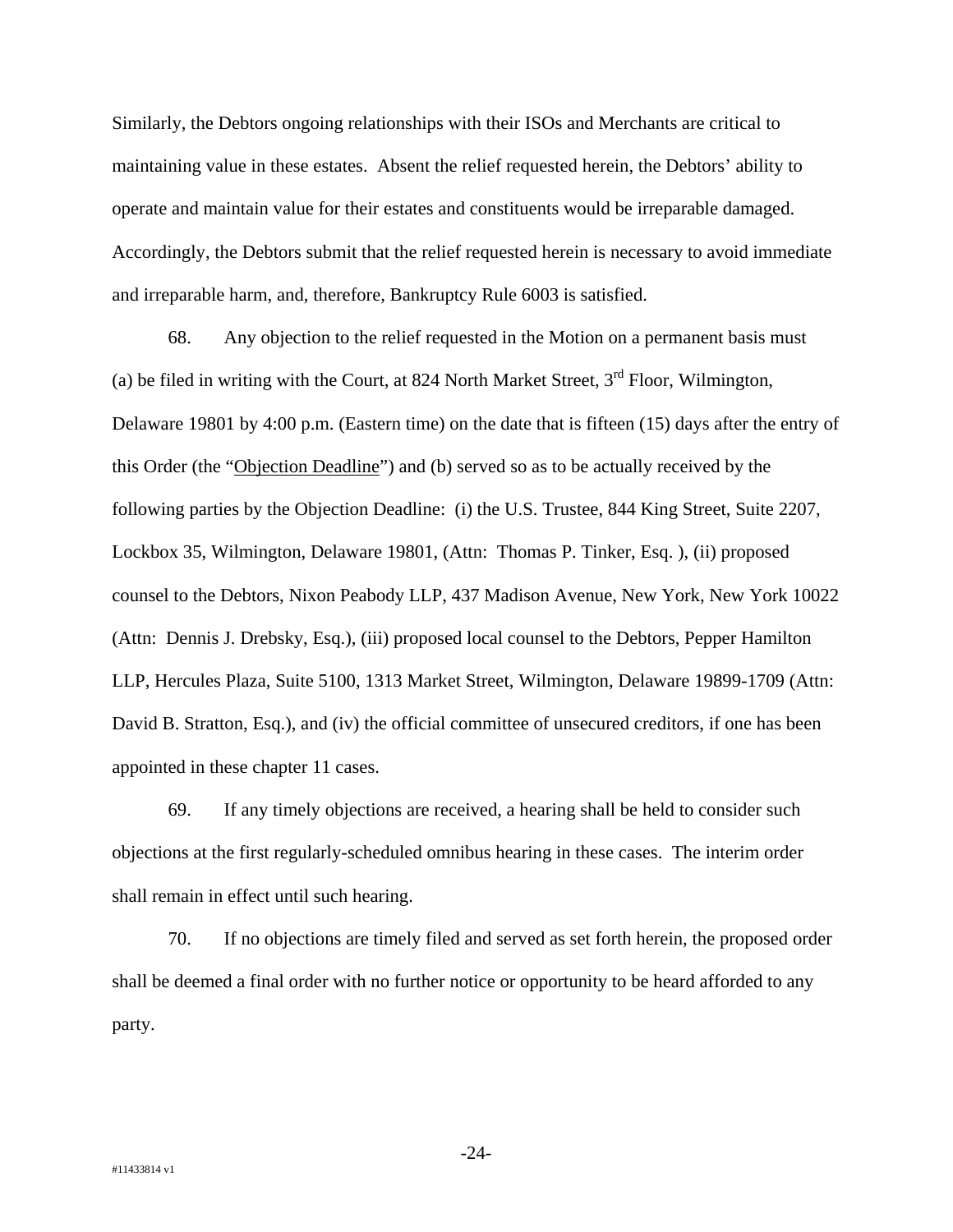Similarly, the Debtors ongoing relationships with their ISOs and Merchants are critical to maintaining value in these estates. Absent the relief requested herein, the Debtors' ability to operate and maintain value for their estates and constituents would be irreparable damaged. Accordingly, the Debtors submit that the relief requested herein is necessary to avoid immediate and irreparable harm, and, therefore, Bankruptcy Rule 6003 is satisfied.

68. Any objection to the relief requested in the Motion on a permanent basis must (a) be filed in writing with the Court, at 824 North Market Street, 3rd Floor, Wilmington, Delaware 19801 by 4:00 p.m. (Eastern time) on the date that is fifteen (15) days after the entry of this Order (the "Objection Deadline") and (b) served so as to be actually received by the following parties by the Objection Deadline: (i) the U.S. Trustee, 844 King Street, Suite 2207, Lockbox 35, Wilmington, Delaware 19801, (Attn: Thomas P. Tinker, Esq. ), (ii) proposed counsel to the Debtors, Nixon Peabody LLP, 437 Madison Avenue, New York, New York 10022 (Attn: Dennis J. Drebsky, Esq.), (iii) proposed local counsel to the Debtors, Pepper Hamilton LLP, Hercules Plaza, Suite 5100, 1313 Market Street, Wilmington, Delaware 19899-1709 (Attn: David B. Stratton, Esq.), and (iv) the official committee of unsecured creditors, if one has been appointed in these chapter 11 cases.

69. If any timely objections are received, a hearing shall be held to consider such objections at the first regularly-scheduled omnibus hearing in these cases. The interim order shall remain in effect until such hearing.

70. If no objections are timely filed and served as set forth herein, the proposed order shall be deemed a final order with no further notice or opportunity to be heard afforded to any party.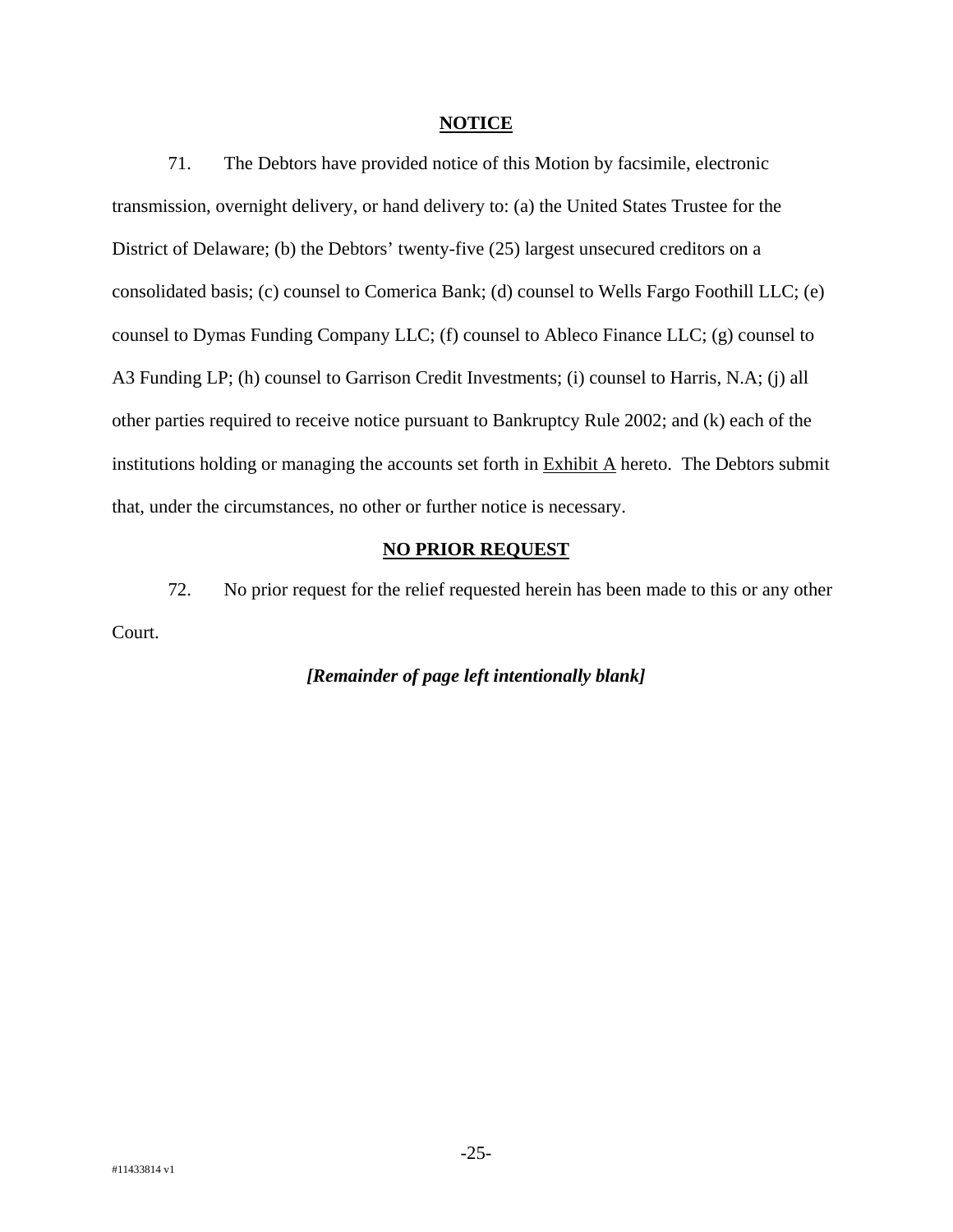## NOTICE

71. The Debtors have provided notice of this Motion by facsimile, electronic transmission, overnight delivery, or hand delivery to: (a) the United States Trustee for the District of Delaware; (b) the Debtors' twenty-five (25) largest unsecured creditors on a consolidated basis; (c) counsel to Comerica Bank; (d) counsel to Wells Fargo Foothill LLC; (e) counsel to Dymas Funding Company LLC; (f) counsel to Ableco Finance LLC; (g) counsel to A3 Funding LP; (h) counsel to Garrison Credit Investments; (i) counsel to Harris, N.A; (j) all other parties required to receive notice pursuant to Bankruptcy Rule 2002; and (k) each of the institutions holding or managing the accounts set forth in Exhibit A hereto. The Debtors submit that, under the circumstances, no other or further notice is necessary.

## NO PRIOR REQUEST

72. No prior request for the relief requested herein has been made to this or any other Court.

***[Remainder of page left intentionally blank]***

#11433814 v1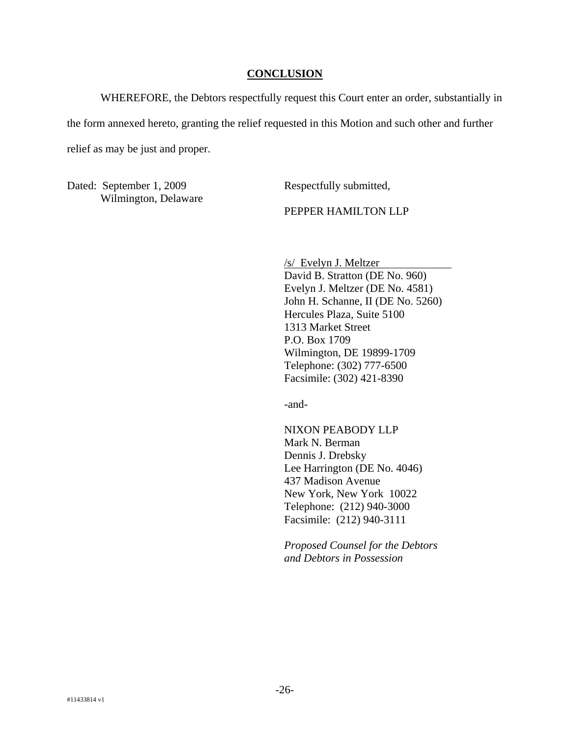## CONCLUSION

WHEREFORE, the Debtors respectfully request this Court enter an order, substantially in the form annexed hereto, granting the relief requested in this Motion and such other and further relief as may be just and proper.

Dated: September 1, 2009
Wilmington, Delaware

Respectfully submitted,

PEPPER HAMILTON LLP

/s/ Evelyn J. Meltzer
David B. Stratton (DE No. 960)
Evelyn J. Meltzer (DE No. 4581)
John H. Schanne, II (DE No. 5260)
Hercules Plaza, Suite 5100
1313 Market Street
P.O. Box 1709
Wilmington, DE 19899-1709
Telephone: (302) 777-6500
Facsimile: (302) 421-8390

-and-

NIXON PEABODY LLP
Mark N. Berman
Dennis J. Drebsky
Lee Harrington (DE No. 4046)
437 Madison Avenue
New York, New York 10022
Telephone: (212) 940-3000
Facsimile: (212) 940-3111

*Proposed Counsel for the Debtors and Debtors in Possession*

#11433814 v1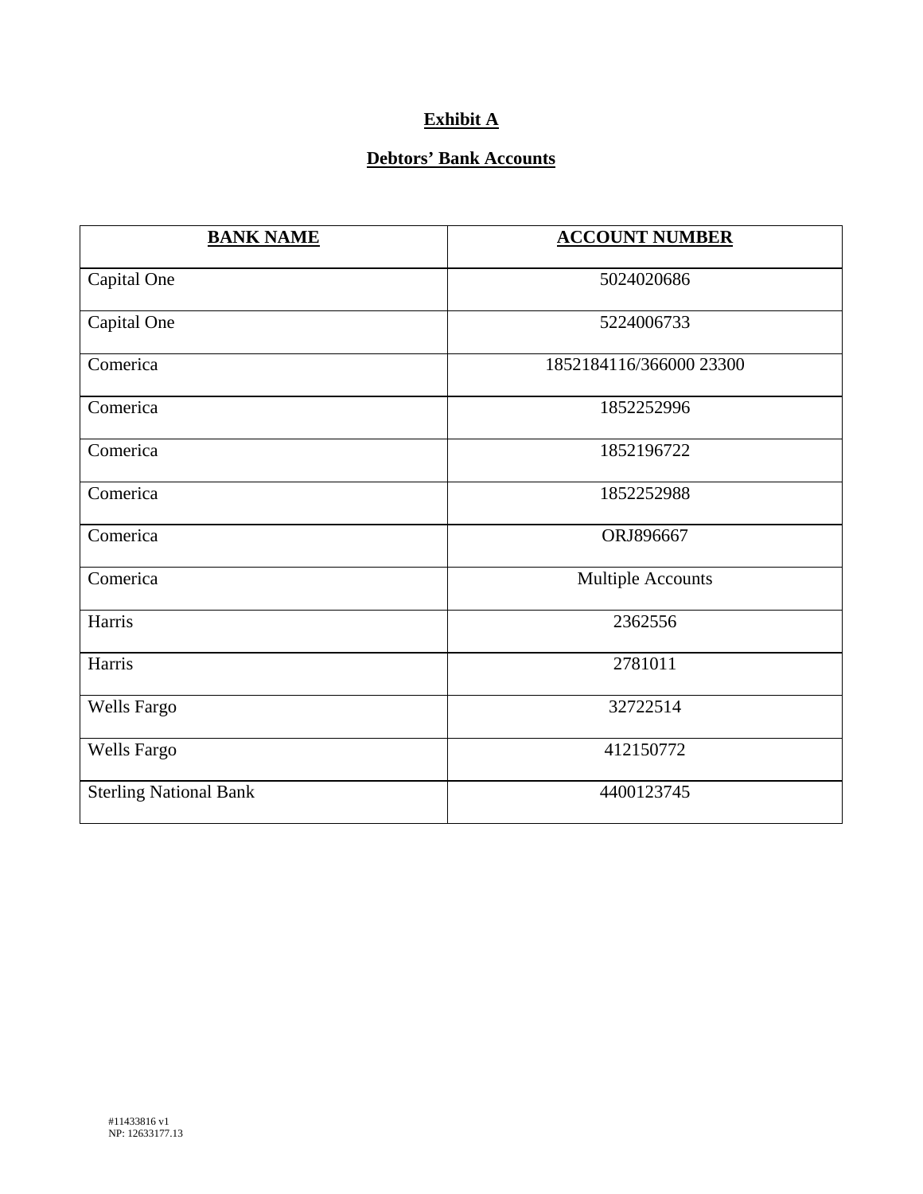# Exhibit A

## Debtors' Bank Accounts

| BANK NAME | ACCOUNT NUMBER |
|---|---|
| Capital One | 5024020686 |
| Capital One | 5224006733 |
| Comerica | 1852184116/366000 23300 |
| Comerica | 1852252996 |
| Comerica | 1852196722 |
| Comerica | 1852252988 |
| Comerica | ORJ896667 |
| Comerica | Multiple Accounts |
| Harris | 2362556 |
| Harris | 2781011 |
| Wells Fargo | 32722514 |
| Wells Fargo | 412150772 |
| Sterling National Bank | 4400123745 |

#11433816 v1
NP: 12633177.13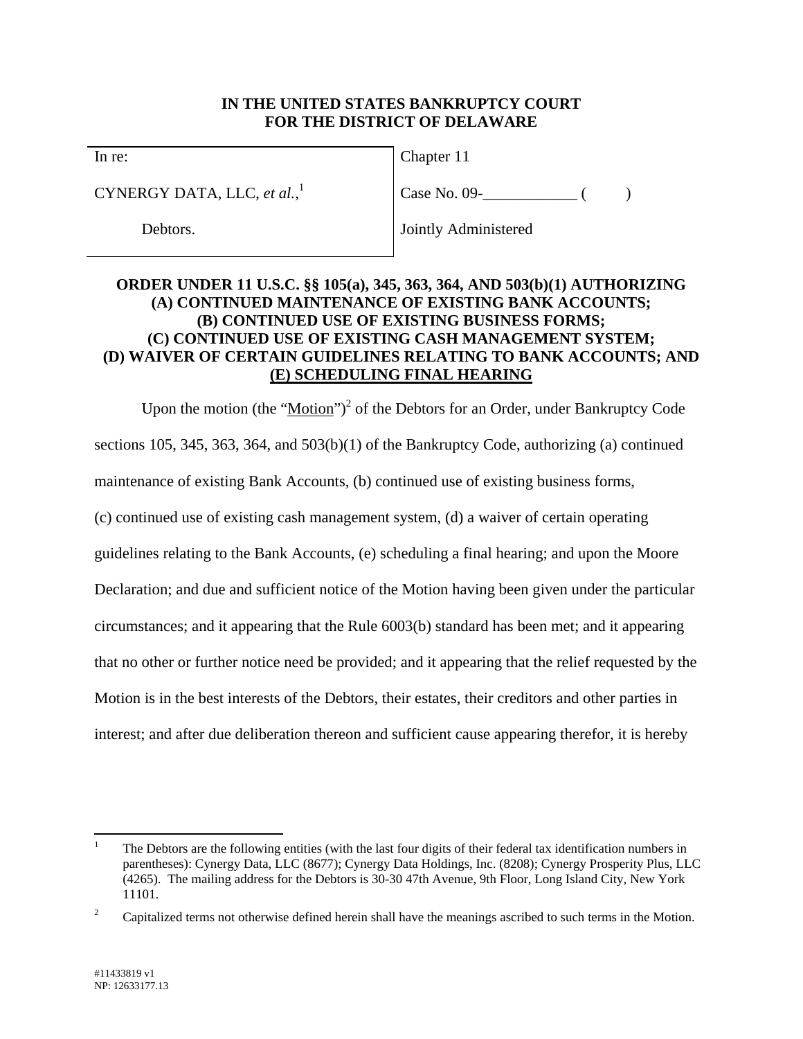**IN THE UNITED STATES BANKRUPTCY COURT**
**FOR THE DISTRICT OF DELAWARE**

| In re: | Chapter 11 |
|---|---|
| CYNERGY DATA, LLC, *et al.*,[1] | Case No. 09-____________ (        ) |
| Debtors. | Jointly Administered |

**ORDER UNDER 11 U.S.C. §§ 105(a), 345, 363, 364, AND 503(b)(1) AUTHORIZING (A) CONTINUED MAINTENANCE OF EXISTING BANK ACCOUNTS; (B) CONTINUED USE OF EXISTING BUSINESS FORMS; (C) CONTINUED USE OF EXISTING CASH MANAGEMENT SYSTEM; (D) WAIVER OF CERTAIN GUIDELINES RELATING TO BANK ACCOUNTS; AND (E) SCHEDULING FINAL HEARING**

Upon the motion (the "Motion")[2] of the Debtors for an Order, under Bankruptcy Code sections 105, 345, 363, 364, and 503(b)(1) of the Bankruptcy Code, authorizing (a) continued maintenance of existing Bank Accounts, (b) continued use of existing business forms, (c) continued use of existing cash management system, (d) a waiver of certain operating guidelines relating to the Bank Accounts, (e) scheduling a final hearing; and upon the Moore Declaration; and due and sufficient notice of the Motion having been given under the particular circumstances; and it appearing that the Rule 6003(b) standard has been met; and it appearing that no other or further notice need be provided; and it appearing that the relief requested by the Motion is in the best interests of the Debtors, their estates, their creditors and other parties in interest; and after due deliberation thereon and sufficient cause appearing therefor, it is hereby

[1] The Debtors are the following entities (with the last four digits of their federal tax identification numbers in parentheses): Cynergy Data, LLC (8677); Cynergy Data Holdings, Inc. (8208); Cynergy Prosperity Plus, LLC (4265). The mailing address for the Debtors is 30-30 47th Avenue, 9th Floor, Long Island City, New York 11101.

[2] Capitalized terms not otherwise defined herein shall have the meanings ascribed to such terms in the Motion.

#11433819 v1
NP: 12633177.13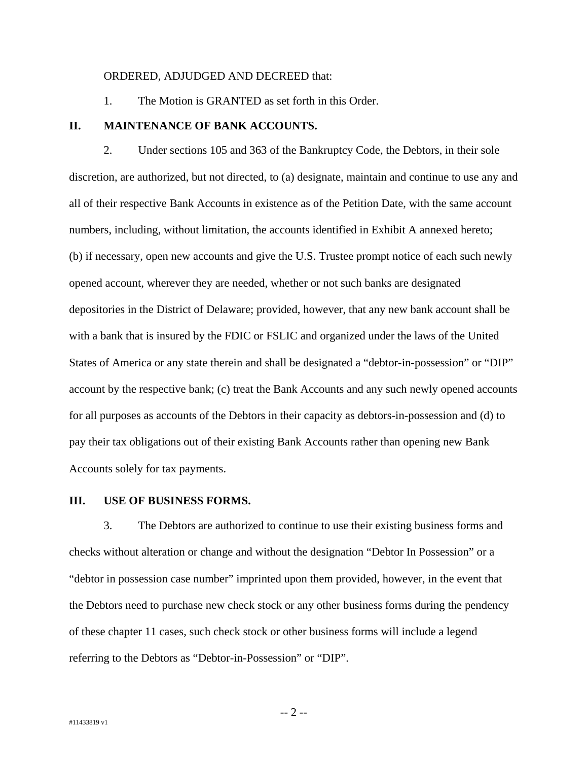ORDERED, ADJUDGED AND DECREED that:

1. The Motion is GRANTED as set forth in this Order.

## II. MAINTENANCE OF BANK ACCOUNTS.

2. Under sections 105 and 363 of the Bankruptcy Code, the Debtors, in their sole discretion, are authorized, but not directed, to (a) designate, maintain and continue to use any and all of their respective Bank Accounts in existence as of the Petition Date, with the same account numbers, including, without limitation, the accounts identified in Exhibit A annexed hereto; (b) if necessary, open new accounts and give the U.S. Trustee prompt notice of each such newly opened account, wherever they are needed, whether or not such banks are designated depositories in the District of Delaware; provided, however, that any new bank account shall be with a bank that is insured by the FDIC or FSLIC and organized under the laws of the United States of America or any state therein and shall be designated a "debtor-in-possession" or "DIP" account by the respective bank; (c) treat the Bank Accounts and any such newly opened accounts for all purposes as accounts of the Debtors in their capacity as debtors-in-possession and (d) to pay their tax obligations out of their existing Bank Accounts rather than opening new Bank Accounts solely for tax payments.

## III. USE OF BUSINESS FORMS.

3. The Debtors are authorized to continue to use their existing business forms and checks without alteration or change and without the designation "Debtor In Possession" or a "debtor in possession case number" imprinted upon them provided, however, in the event that the Debtors need to purchase new check stock or any other business forms during the pendency of these chapter 11 cases, such check stock or other business forms will include a legend referring to the Debtors as "Debtor-in-Possession" or "DIP".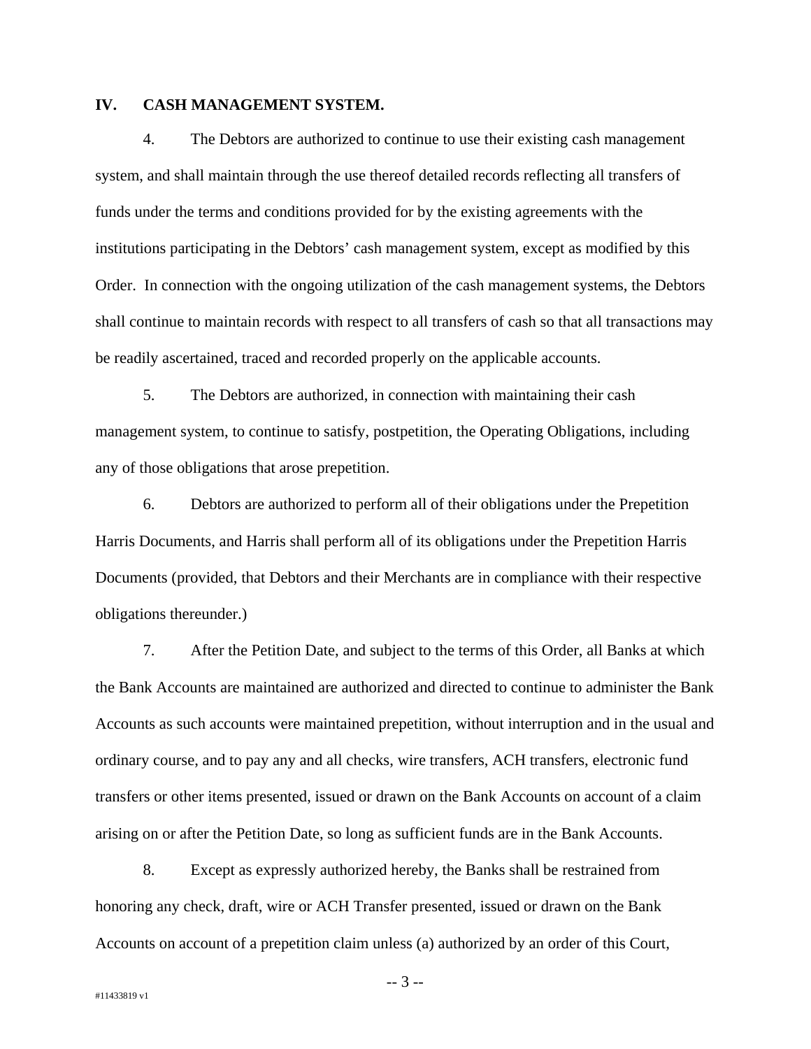## IV. CASH MANAGEMENT SYSTEM.

4. The Debtors are authorized to continue to use their existing cash management system, and shall maintain through the use thereof detailed records reflecting all transfers of funds under the terms and conditions provided for by the existing agreements with the institutions participating in the Debtors' cash management system, except as modified by this Order. In connection with the ongoing utilization of the cash management systems, the Debtors shall continue to maintain records with respect to all transfers of cash so that all transactions may be readily ascertained, traced and recorded properly on the applicable accounts.

5. The Debtors are authorized, in connection with maintaining their cash management system, to continue to satisfy, postpetition, the Operating Obligations, including any of those obligations that arose prepetition.

6. Debtors are authorized to perform all of their obligations under the Prepetition Harris Documents, and Harris shall perform all of its obligations under the Prepetition Harris Documents (provided, that Debtors and their Merchants are in compliance with their respective obligations thereunder.)

7. After the Petition Date, and subject to the terms of this Order, all Banks at which the Bank Accounts are maintained are authorized and directed to continue to administer the Bank Accounts as such accounts were maintained prepetition, without interruption and in the usual and ordinary course, and to pay any and all checks, wire transfers, ACH transfers, electronic fund transfers or other items presented, issued or drawn on the Bank Accounts on account of a claim arising on or after the Petition Date, so long as sufficient funds are in the Bank Accounts.

8. Except as expressly authorized hereby, the Banks shall be restrained from honoring any check, draft, wire or ACH Transfer presented, issued or drawn on the Bank Accounts on account of a prepetition claim unless (a) authorized by an order of this Court,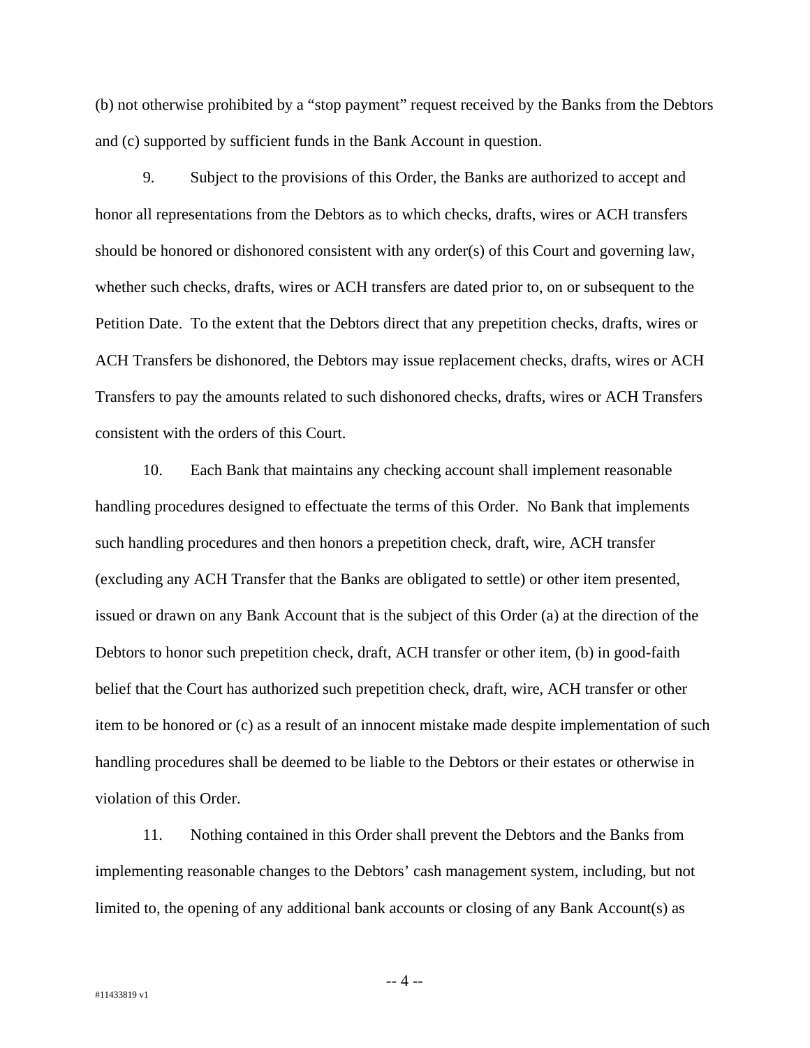(b) not otherwise prohibited by a "stop payment" request received by the Banks from the Debtors and (c) supported by sufficient funds in the Bank Account in question.

9. Subject to the provisions of this Order, the Banks are authorized to accept and honor all representations from the Debtors as to which checks, drafts, wires or ACH transfers should be honored or dishonored consistent with any order(s) of this Court and governing law, whether such checks, drafts, wires or ACH transfers are dated prior to, on or subsequent to the Petition Date. To the extent that the Debtors direct that any prepetition checks, drafts, wires or ACH Transfers be dishonored, the Debtors may issue replacement checks, drafts, wires or ACH Transfers to pay the amounts related to such dishonored checks, drafts, wires or ACH Transfers consistent with the orders of this Court.

10. Each Bank that maintains any checking account shall implement reasonable handling procedures designed to effectuate the terms of this Order. No Bank that implements such handling procedures and then honors a prepetition check, draft, wire, ACH transfer (excluding any ACH Transfer that the Banks are obligated to settle) or other item presented, issued or drawn on any Bank Account that is the subject of this Order (a) at the direction of the Debtors to honor such prepetition check, draft, ACH transfer or other item, (b) in good-faith belief that the Court has authorized such prepetition check, draft, wire, ACH transfer or other item to be honored or (c) as a result of an innocent mistake made despite implementation of such handling procedures shall be deemed to be liable to the Debtors or their estates or otherwise in violation of this Order.

11. Nothing contained in this Order shall prevent the Debtors and the Banks from implementing reasonable changes to the Debtors' cash management system, including, but not limited to, the opening of any additional bank accounts or closing of any Bank Account(s) as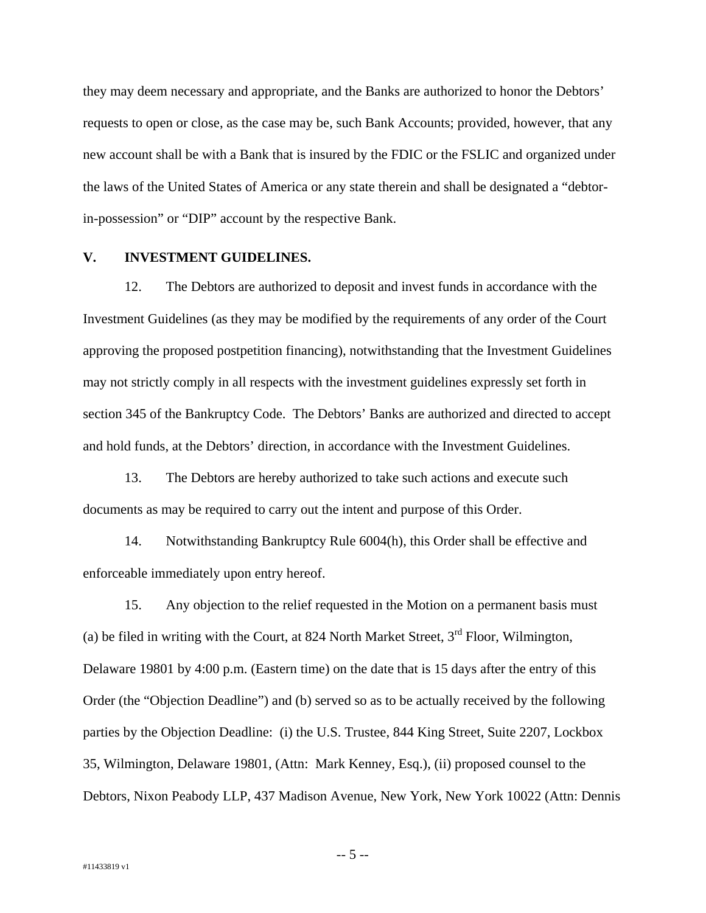they may deem necessary and appropriate, and the Banks are authorized to honor the Debtors' requests to open or close, as the case may be, such Bank Accounts; provided, however, that any new account shall be with a Bank that is insured by the FDIC or the FSLIC and organized under the laws of the United States of America or any state therein and shall be designated a "debtor-in-possession" or "DIP" account by the respective Bank.

## V. INVESTMENT GUIDELINES.

12. The Debtors are authorized to deposit and invest funds in accordance with the Investment Guidelines (as they may be modified by the requirements of any order of the Court approving the proposed postpetition financing), notwithstanding that the Investment Guidelines may not strictly comply in all respects with the investment guidelines expressly set forth in section 345 of the Bankruptcy Code. The Debtors' Banks are authorized and directed to accept and hold funds, at the Debtors' direction, in accordance with the Investment Guidelines.

13. The Debtors are hereby authorized to take such actions and execute such documents as may be required to carry out the intent and purpose of this Order.

14. Notwithstanding Bankruptcy Rule 6004(h), this Order shall be effective and enforceable immediately upon entry hereof.

15. Any objection to the relief requested in the Motion on a permanent basis must (a) be filed in writing with the Court, at 824 North Market Street, 3rd Floor, Wilmington, Delaware 19801 by 4:00 p.m. (Eastern time) on the date that is 15 days after the entry of this Order (the "Objection Deadline") and (b) served so as to be actually received by the following parties by the Objection Deadline: (i) the U.S. Trustee, 844 King Street, Suite 2207, Lockbox 35, Wilmington, Delaware 19801, (Attn: Mark Kenney, Esq.), (ii) proposed counsel to the Debtors, Nixon Peabody LLP, 437 Madison Avenue, New York, New York 10022 (Attn: Dennis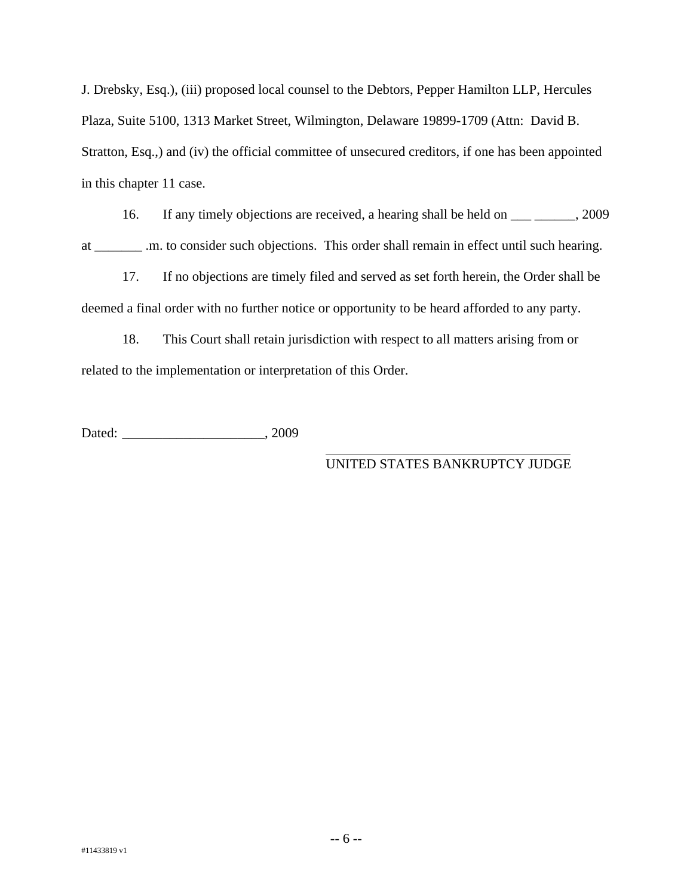J. Drebsky, Esq.), (iii) proposed local counsel to the Debtors, Pepper Hamilton LLP, Hercules Plaza, Suite 5100, 1313 Market Street, Wilmington, Delaware 19899-1709 (Attn: David B. Stratton, Esq.,) and (iv) the official committee of unsecured creditors, if one has been appointed in this chapter 11 case.

16. If any timely objections are received, a hearing shall be held on ___ ______, 2009 at _______ .m. to consider such objections. This order shall remain in effect until such hearing.

17. If no objections are timely filed and served as set forth herein, the Order shall be deemed a final order with no further notice or opportunity to be heard afforded to any party.

18. This Court shall retain jurisdiction with respect to all matters arising from or related to the implementation or interpretation of this Order.

Dated: _____________________, 2009

_____________________________________
UNITED STATES BANKRUPTCY JUDGE

#11433819 v1